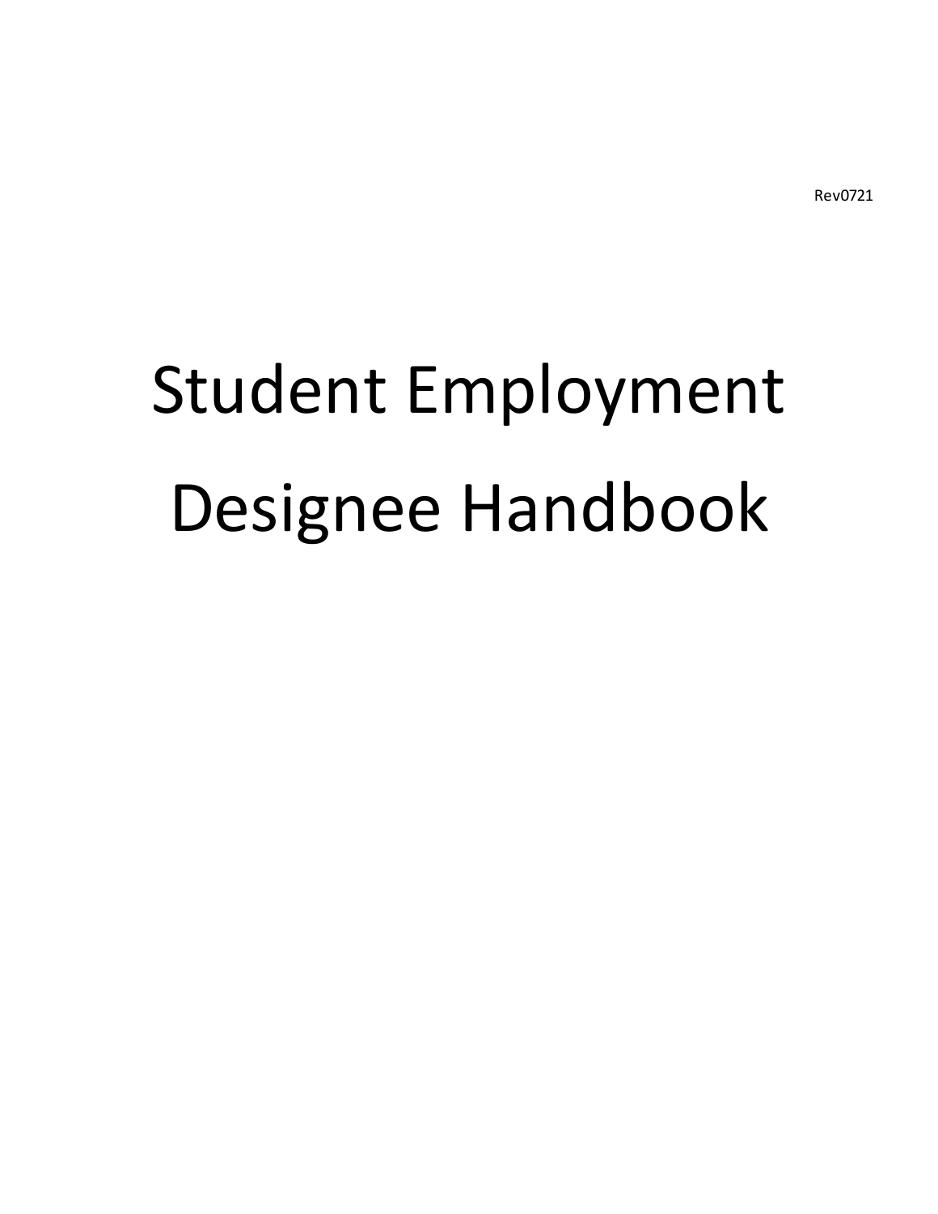Rev0721

# Student Employment Designee Handbook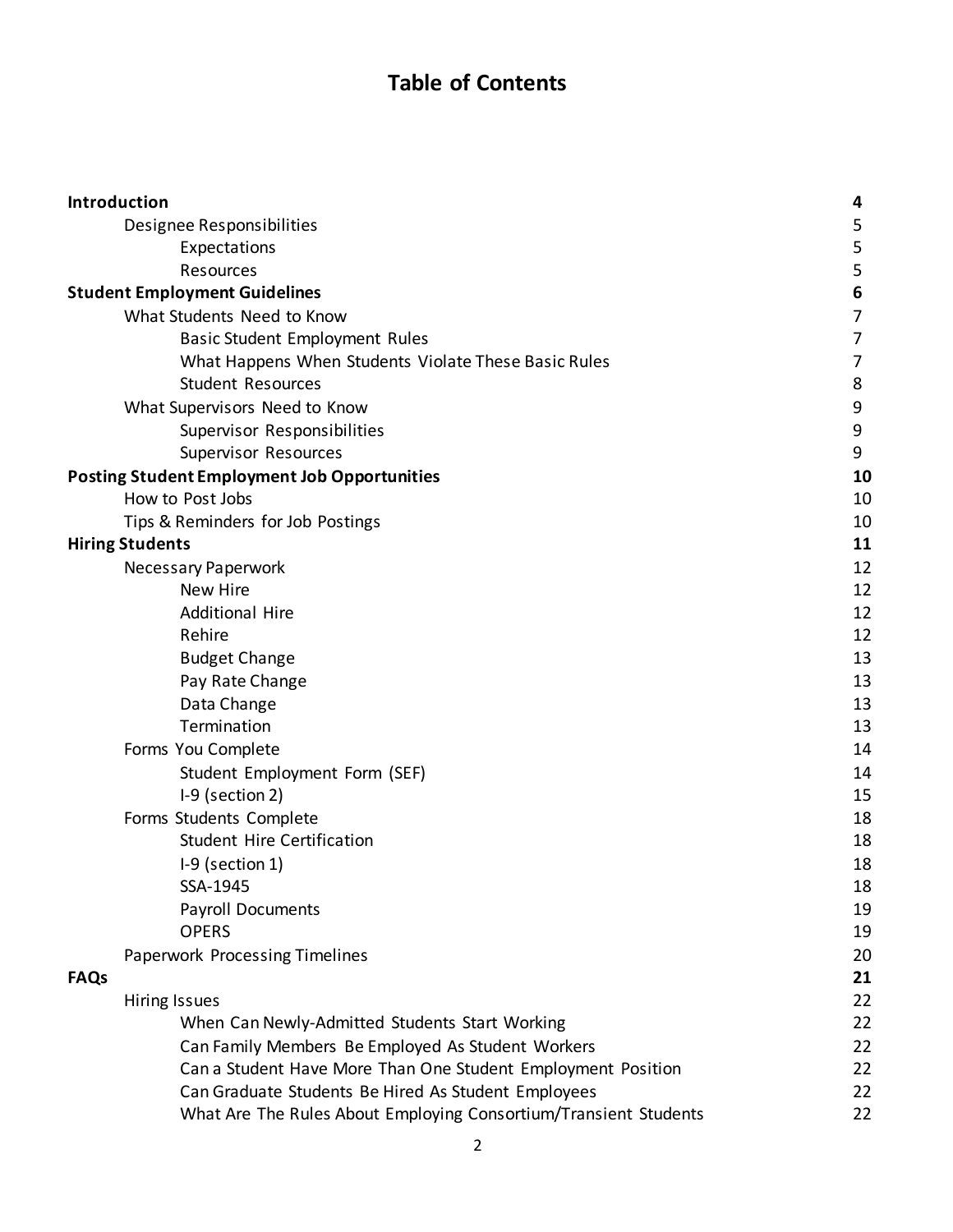# Table of Contents

| | |
|---|---|
| **Introduction** | **4** |
| Designee Responsibilities | 5 |
| Expectations | 5 |
| Resources | 5 |
| **Student Employment Guidelines** | **6** |
| What Students Need to Know | 7 |
| Basic Student Employment Rules | 7 |
| What Happens When Students Violate These Basic Rules | 7 |
| Student Resources | 8 |
| What Supervisors Need to Know | 9 |
| Supervisor Responsibilities | 9 |
| Supervisor Resources | 9 |
| **Posting Student Employment Job Opportunities** | **10** |
| How to Post Jobs | 10 |
| Tips & Reminders for Job Postings | 10 |
| **Hiring Students** | **11** |
| Necessary Paperwork | 12 |
| New Hire | 12 |
| Additional Hire | 12 |
| Rehire | 12 |
| Budget Change | 13 |
| Pay Rate Change | 13 |
| Data Change | 13 |
| Termination | 13 |
| Forms You Complete | 14 |
| Student Employment Form (SEF) | 14 |
| I-9 (section 2) | 15 |
| Forms Students Complete | 18 |
| Student Hire Certification | 18 |
| I-9 (section 1) | 18 |
| SSA-1945 | 18 |
| Payroll Documents | 19 |
| OPERS | 19 |
| Paperwork Processing Timelines | 20 |
| **FAQs** | **21** |
| Hiring Issues | 22 |
| When Can Newly-Admitted Students Start Working | 22 |
| Can Family Members Be Employed As Student Workers | 22 |
| Can a Student Have More Than One Student Employment Position | 22 |
| Can Graduate Students Be Hired As Student Employees | 22 |
| What Are The Rules About Employing Consortium/Transient Students | 22 |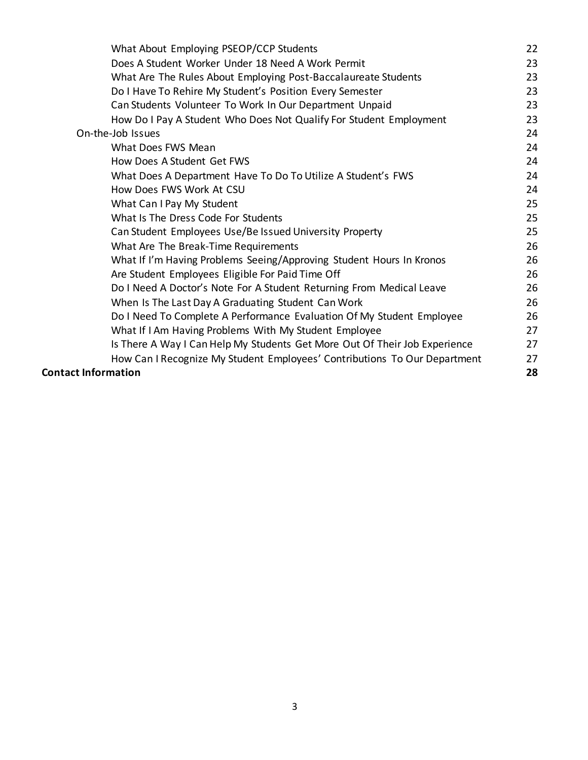| | |
|---|---|
| What About Employing PSEOP/CCP Students | 22 |
| Does A Student Worker Under 18 Need A Work Permit | 23 |
| What Are The Rules About Employing Post-Baccalaureate Students | 23 |
| Do I Have To Rehire My Student's Position Every Semester | 23 |
| Can Students Volunteer To Work In Our Department Unpaid | 23 |
| How Do I Pay A Student Who Does Not Qualify For Student Employment | 23 |
| On-the-Job Issues | 24 |
| What Does FWS Mean | 24 |
| How Does A Student Get FWS | 24 |
| What Does A Department Have To Do To Utilize A Student's FWS | 24 |
| How Does FWS Work At CSU | 24 |
| What Can I Pay My Student | 25 |
| What Is The Dress Code For Students | 25 |
| Can Student Employees Use/Be Issued University Property | 25 |
| What Are The Break-Time Requirements | 26 |
| What If I'm Having Problems Seeing/Approving Student Hours In Kronos | 26 |
| Are Student Employees Eligible For Paid Time Off | 26 |
| Do I Need A Doctor's Note For A Student Returning From Medical Leave | 26 |
| When Is The Last Day A Graduating Student Can Work | 26 |
| Do I Need To Complete A Performance Evaluation Of My Student Employee | 26 |
| What If I Am Having Problems With My Student Employee | 27 |
| Is There A Way I Can Help My Students Get More Out Of Their Job Experience | 27 |
| How Can I Recognize My Student Employees' Contributions To Our Department | 27 |
| **Contact Information** | **28** |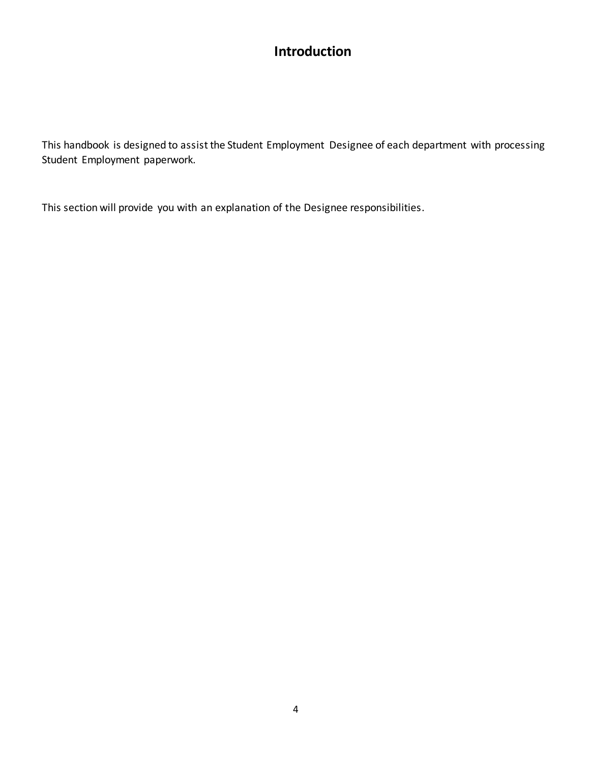# Introduction

This handbook is designed to assist the Student Employment Designee of each department with processing Student Employment paperwork.

This section will provide you with an explanation of the Designee responsibilities.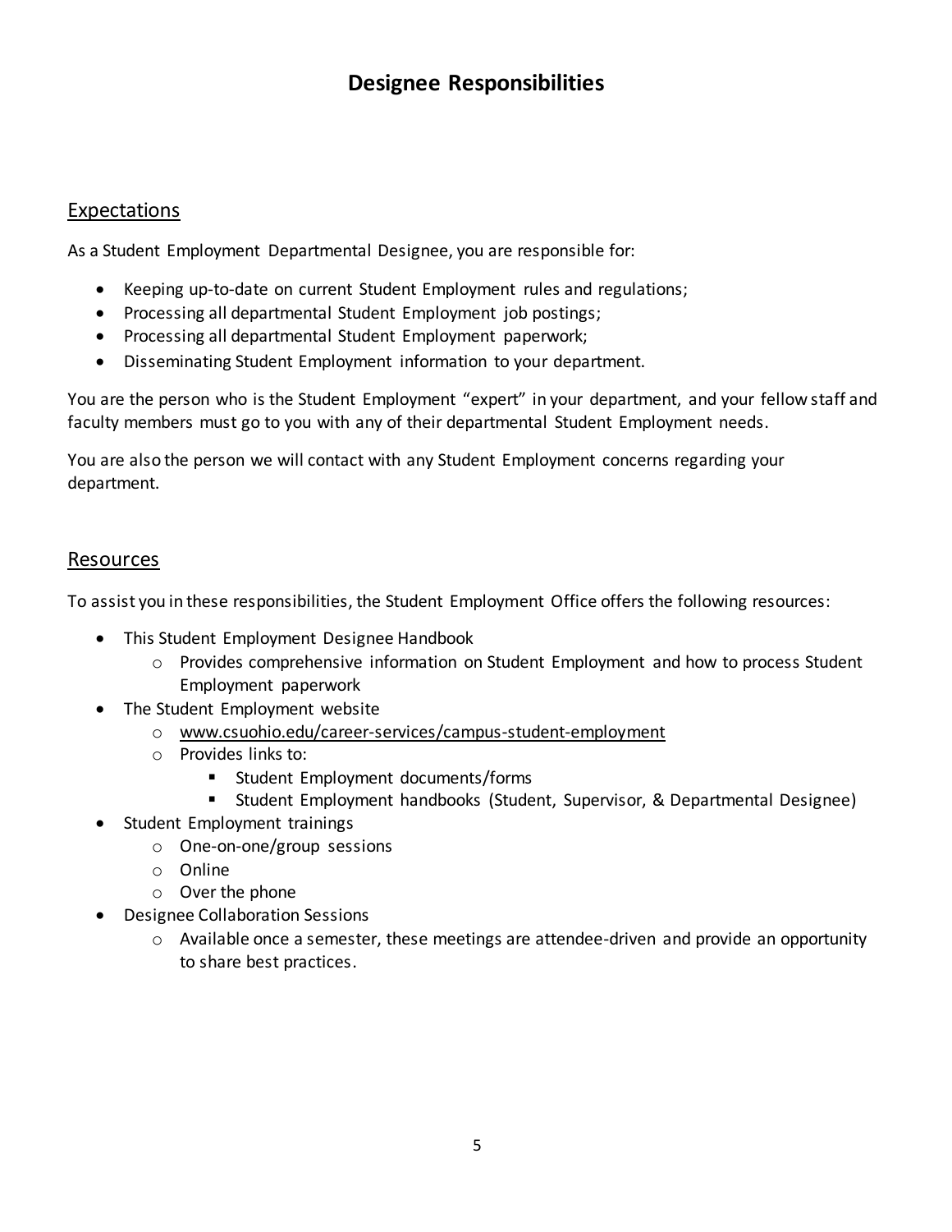# Designee Responsibilities

## Expectations

As a Student Employment Departmental Designee, you are responsible for:

- Keeping up-to-date on current Student Employment rules and regulations;
- Processing all departmental Student Employment job postings;
- Processing all departmental Student Employment paperwork;
- Disseminating Student Employment information to your department.

You are the person who is the Student Employment "expert" in your department, and your fellow staff and faculty members must go to you with any of their departmental Student Employment needs.

You are also the person we will contact with any Student Employment concerns regarding your department.

## Resources

To assist you in these responsibilities, the Student Employment Office offers the following resources:

- This Student Employment Designee Handbook
  - Provides comprehensive information on Student Employment and how to process Student Employment paperwork
- The Student Employment website
  - www.csuohio.edu/career-services/campus-student-employment
  - Provides links to:
    - Student Employment documents/forms
    - Student Employment handbooks (Student, Supervisor, & Departmental Designee)
- Student Employment trainings
  - One-on-one/group sessions
  - Online
  - Over the phone
- Designee Collaboration Sessions
  - Available once a semester, these meetings are attendee-driven and provide an opportunity to share best practices.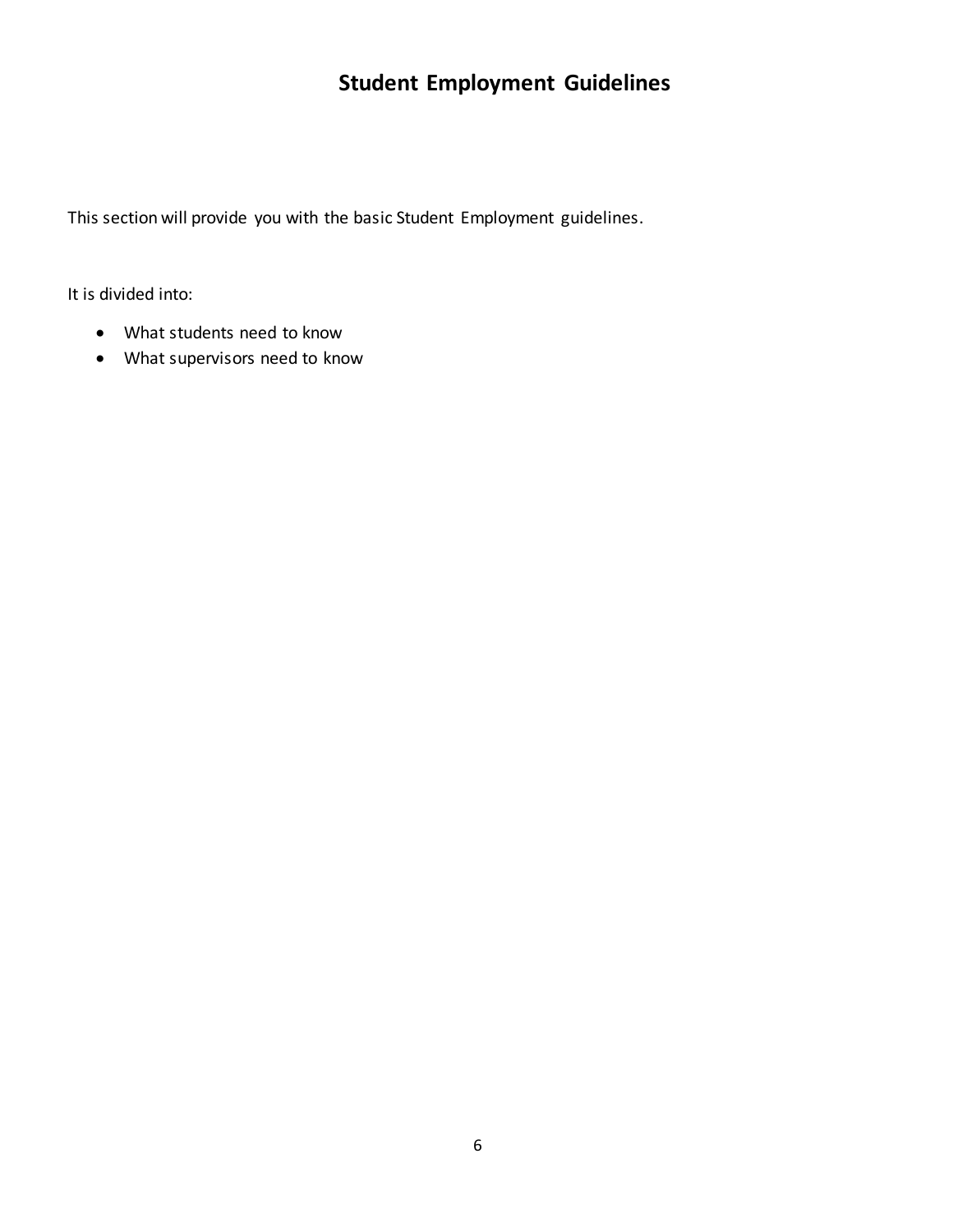# Student Employment Guidelines

This section will provide you with the basic Student Employment guidelines.

It is divided into:

- What students need to know
- What supervisors need to know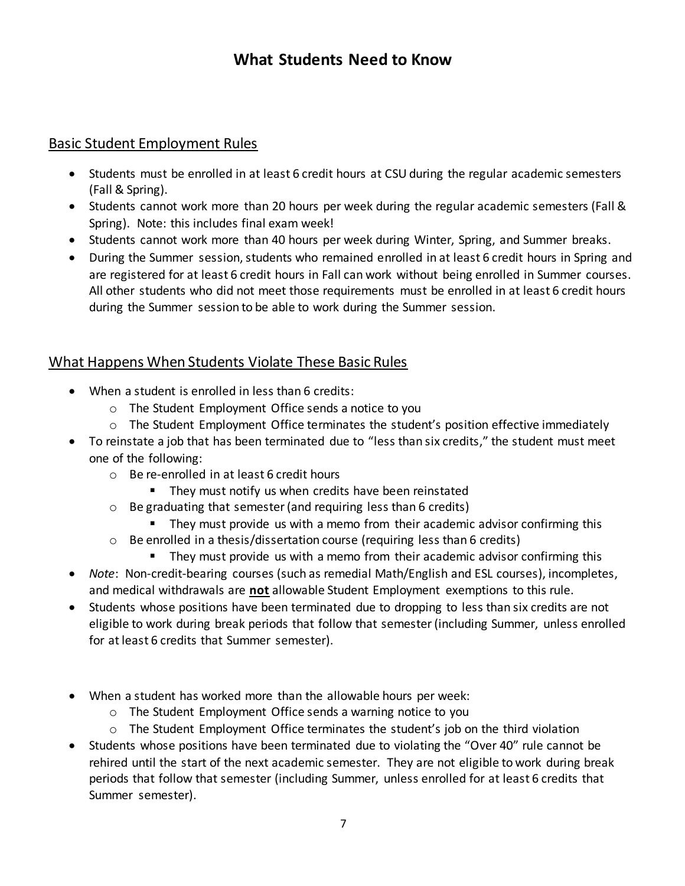# What Students Need to Know

## Basic Student Employment Rules

- Students must be enrolled in at least 6 credit hours at CSU during the regular academic semesters (Fall & Spring).
- Students cannot work more than 20 hours per week during the regular academic semesters (Fall & Spring). Note: this includes final exam week!
- Students cannot work more than 40 hours per week during Winter, Spring, and Summer breaks.
- During the Summer session, students who remained enrolled in at least 6 credit hours in Spring and are registered for at least 6 credit hours in Fall can work without being enrolled in Summer courses. All other students who did not meet those requirements must be enrolled in at least 6 credit hours during the Summer session to be able to work during the Summer session.

## What Happens When Students Violate These Basic Rules

- When a student is enrolled in less than 6 credits:
  - The Student Employment Office sends a notice to you
  - The Student Employment Office terminates the student's position effective immediately
- To reinstate a job that has been terminated due to "less than six credits," the student must meet one of the following:
  - Be re-enrolled in at least 6 credit hours
    - They must notify us when credits have been reinstated
  - Be graduating that semester (and requiring less than 6 credits)
    - They must provide us with a memo from their academic advisor confirming this
  - Be enrolled in a thesis/dissertation course (requiring less than 6 credits)
    - They must provide us with a memo from their academic advisor confirming this
- *Note*: Non-credit-bearing courses (such as remedial Math/English and ESL courses), incompletes, and medical withdrawals are **not** allowable Student Employment exemptions to this rule.
- Students whose positions have been terminated due to dropping to less than six credits are not eligible to work during break periods that follow that semester (including Summer, unless enrolled for at least 6 credits that Summer semester).

- When a student has worked more than the allowable hours per week:
  - The Student Employment Office sends a warning notice to you
  - The Student Employment Office terminates the student's job on the third violation
- Students whose positions have been terminated due to violating the "Over 40" rule cannot be rehired until the start of the next academic semester. They are not eligible to work during break periods that follow that semester (including Summer, unless enrolled for at least 6 credits that Summer semester).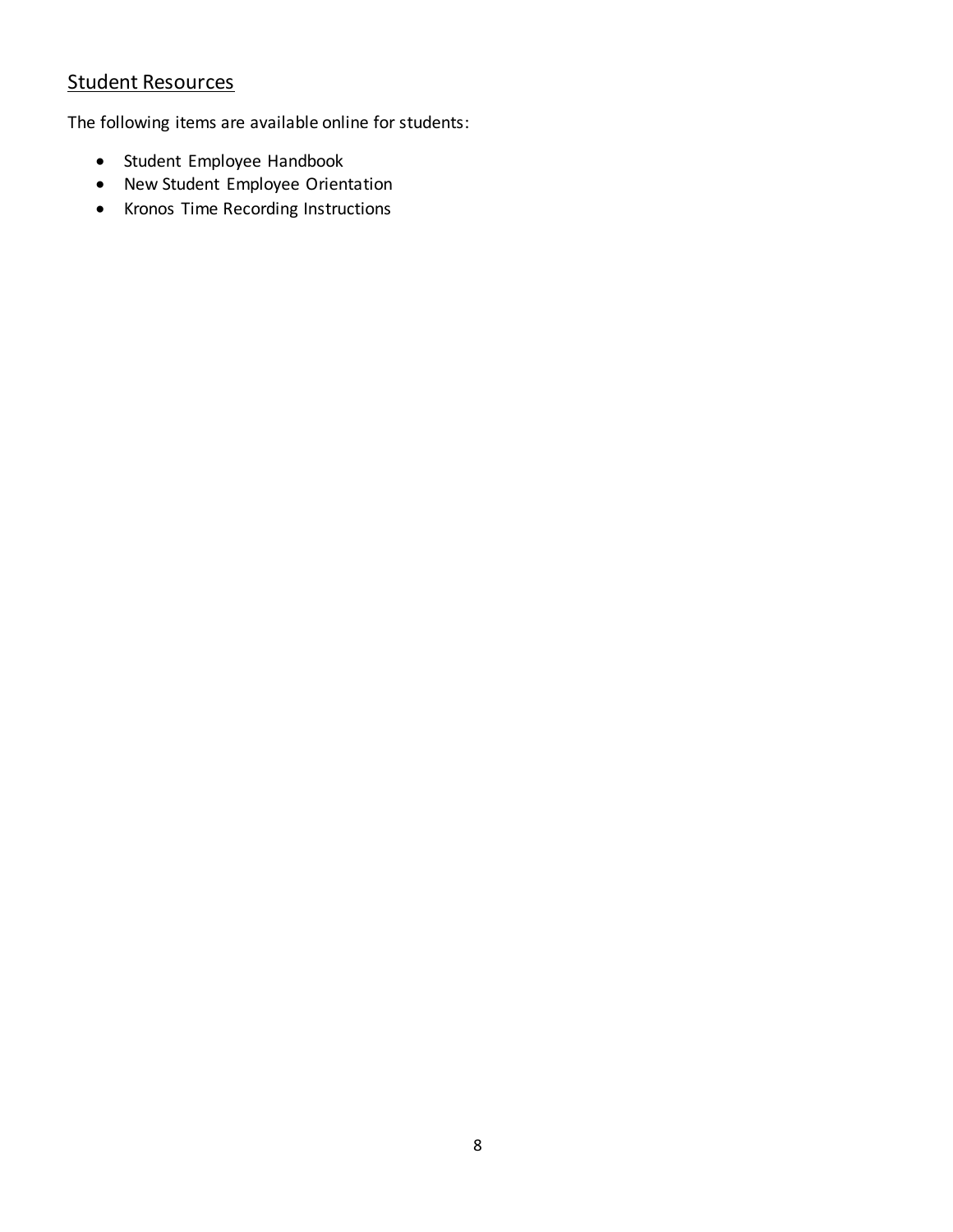## Student Resources

The following items are available online for students:

- Student Employee Handbook
- New Student Employee Orientation
- Kronos Time Recording Instructions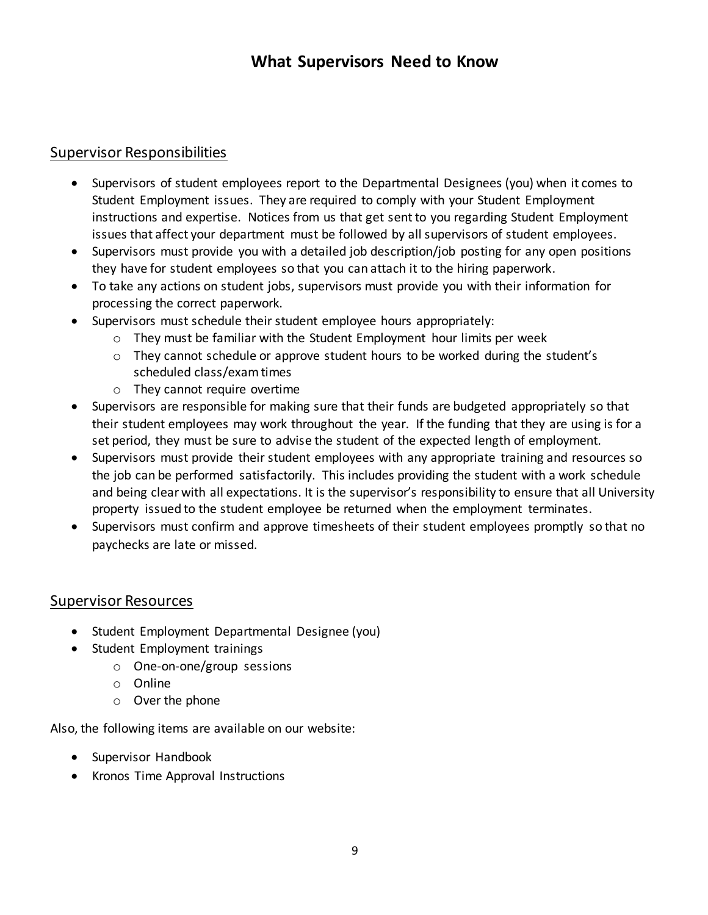# What Supervisors Need to Know

## Supervisor Responsibilities

- Supervisors of student employees report to the Departmental Designees (you) when it comes to Student Employment issues. They are required to comply with your Student Employment instructions and expertise. Notices from us that get sent to you regarding Student Employment issues that affect your department must be followed by all supervisors of student employees.
- Supervisors must provide you with a detailed job description/job posting for any open positions they have for student employees so that you can attach it to the hiring paperwork.
- To take any actions on student jobs, supervisors must provide you with their information for processing the correct paperwork.
- Supervisors must schedule their student employee hours appropriately:
  - They must be familiar with the Student Employment hour limits per week
  - They cannot schedule or approve student hours to be worked during the student's scheduled class/exam times
  - They cannot require overtime
- Supervisors are responsible for making sure that their funds are budgeted appropriately so that their student employees may work throughout the year. If the funding that they are using is for a set period, they must be sure to advise the student of the expected length of employment.
- Supervisors must provide their student employees with any appropriate training and resources so the job can be performed satisfactorily. This includes providing the student with a work schedule and being clear with all expectations. It is the supervisor's responsibility to ensure that all University property issued to the student employee be returned when the employment terminates.
- Supervisors must confirm and approve timesheets of their student employees promptly so that no paychecks are late or missed.

## Supervisor Resources

- Student Employment Departmental Designee (you)
- Student Employment trainings
  - One-on-one/group sessions
  - Online
  - Over the phone

Also, the following items are available on our website:

- Supervisor Handbook
- Kronos Time Approval Instructions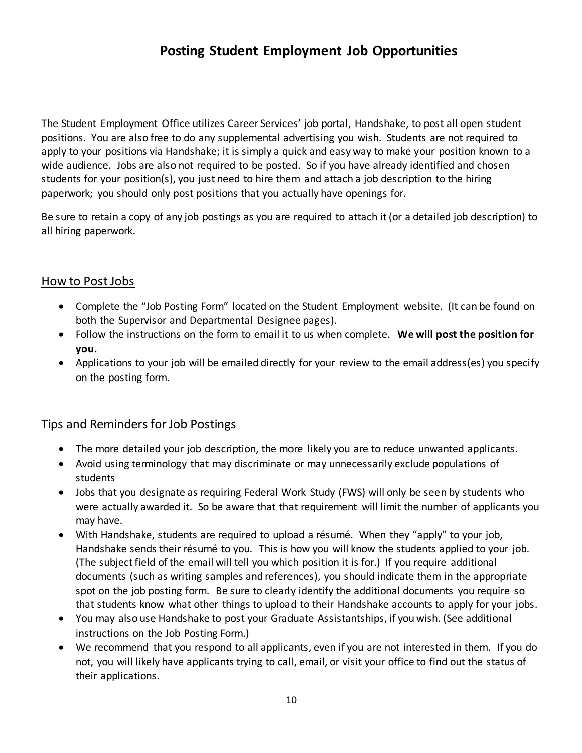# Posting Student Employment Job Opportunities

The Student Employment Office utilizes Career Services' job portal, Handshake, to post all open student positions. You are also free to do any supplemental advertising you wish. Students are not required to apply to your positions via Handshake; it is simply a quick and easy way to make your position known to a wide audience. Jobs are also <u>not required to be posted</u>. So if you have already identified and chosen students for your position(s), you just need to hire them and attach a job description to the hiring paperwork; you should only post positions that you actually have openings for.

Be sure to retain a copy of any job postings as you are required to attach it (or a detailed job description) to all hiring paperwork.

## How to Post Jobs

- Complete the "Job Posting Form" located on the Student Employment website. (It can be found on both the Supervisor and Departmental Designee pages).
- Follow the instructions on the form to email it to us when complete. **We will post the position for you.**
- Applications to your job will be emailed directly for your review to the email address(es) you specify on the posting form.

## Tips and Reminders for Job Postings

- The more detailed your job description, the more likely you are to reduce unwanted applicants.
- Avoid using terminology that may discriminate or may unnecessarily exclude populations of students
- Jobs that you designate as requiring Federal Work Study (FWS) will only be seen by students who were actually awarded it. So be aware that that requirement will limit the number of applicants you may have.
- With Handshake, students are required to upload a résumé. When they "apply" to your job, Handshake sends their résumé to you. This is how you will know the students applied to your job. (The subject field of the email will tell you which position it is for.) If you require additional documents (such as writing samples and references), you should indicate them in the appropriate spot on the job posting form. Be sure to clearly identify the additional documents you require so that students know what other things to upload to their Handshake accounts to apply for your jobs.
- You may also use Handshake to post your Graduate Assistantships, if you wish. (See additional instructions on the Job Posting Form.)
- We recommend that you respond to all applicants, even if you are not interested in them. If you do not, you will likely have applicants trying to call, email, or visit your office to find out the status of their applications.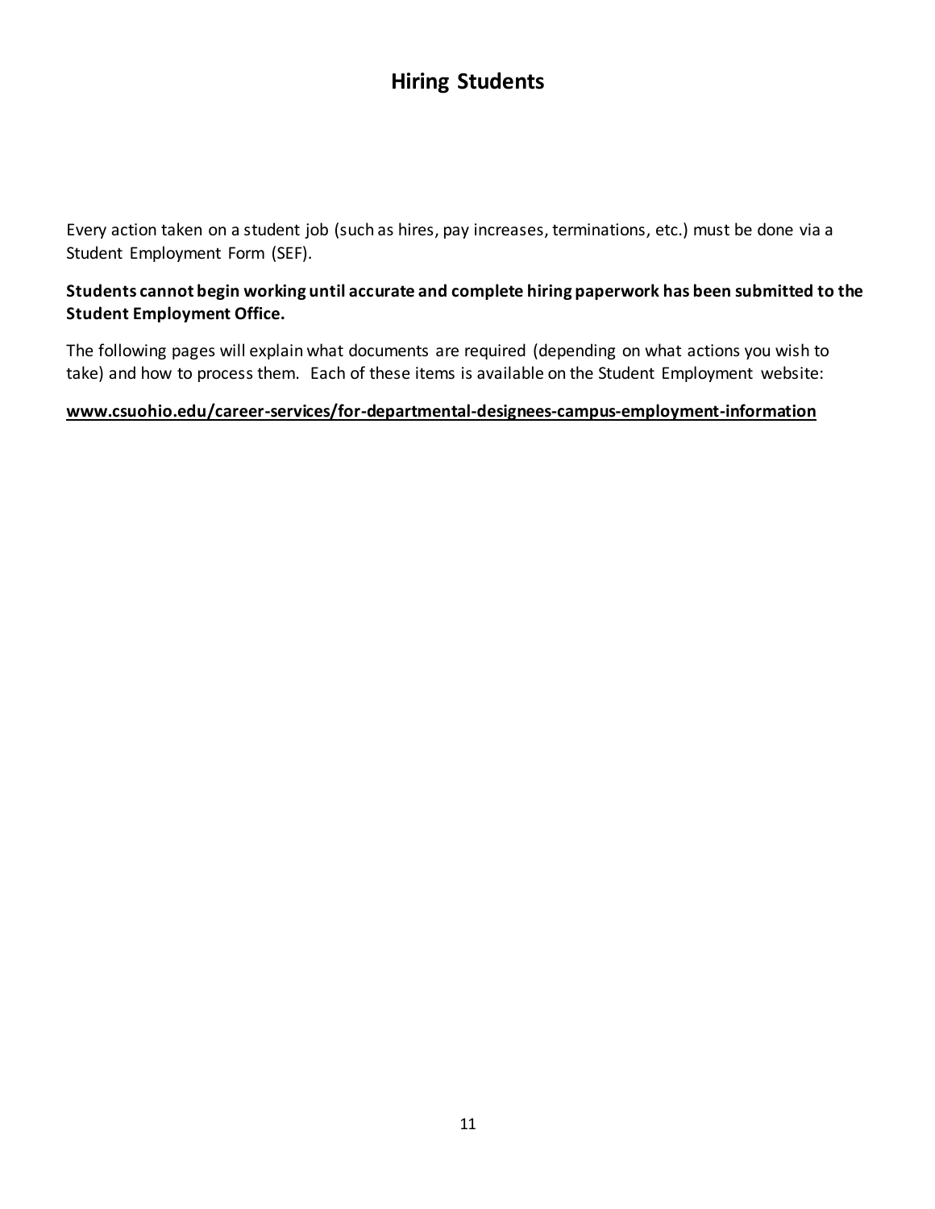# Hiring Students

Every action taken on a student job (such as hires, pay increases, terminations, etc.) must be done via a Student Employment Form (SEF).

**Students cannot begin working until accurate and complete hiring paperwork has been submitted to the Student Employment Office.**

The following pages will explain what documents are required (depending on what actions you wish to take) and how to process them. Each of these items is available on the Student Employment website:

**www.csuohio.edu/career-services/for-departmental-designees-campus-employment-information**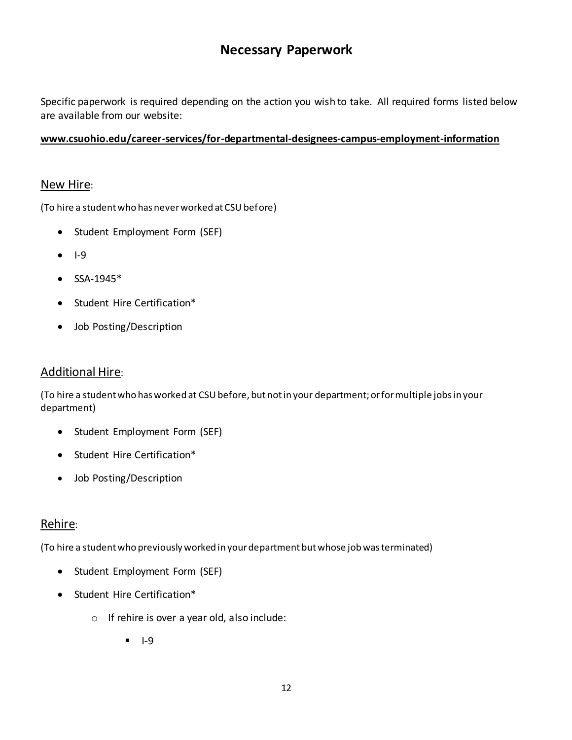# Necessary Paperwork

Specific paperwork is required depending on the action you wish to take. All required forms listed below are available from our website:

**www.csuohio.edu/career-services/for-departmental-designees-campus-employment-information**

## New Hire:

(To hire a student who has never worked at CSU before)

- Student Employment Form (SEF)
- I-9
- SSA-1945*
- Student Hire Certification*
- Job Posting/Description

## Additional Hire:

(To hire a student who has worked at CSU before, but not in your department; or for multiple jobs in your department)

- Student Employment Form (SEF)
- Student Hire Certification*
- Job Posting/Description

## Rehire:

(To hire a student who previously worked in your department but whose job was terminated)

- Student Employment Form (SEF)
- Student Hire Certification*
  - If rehire is over a year old, also include:
    - I-9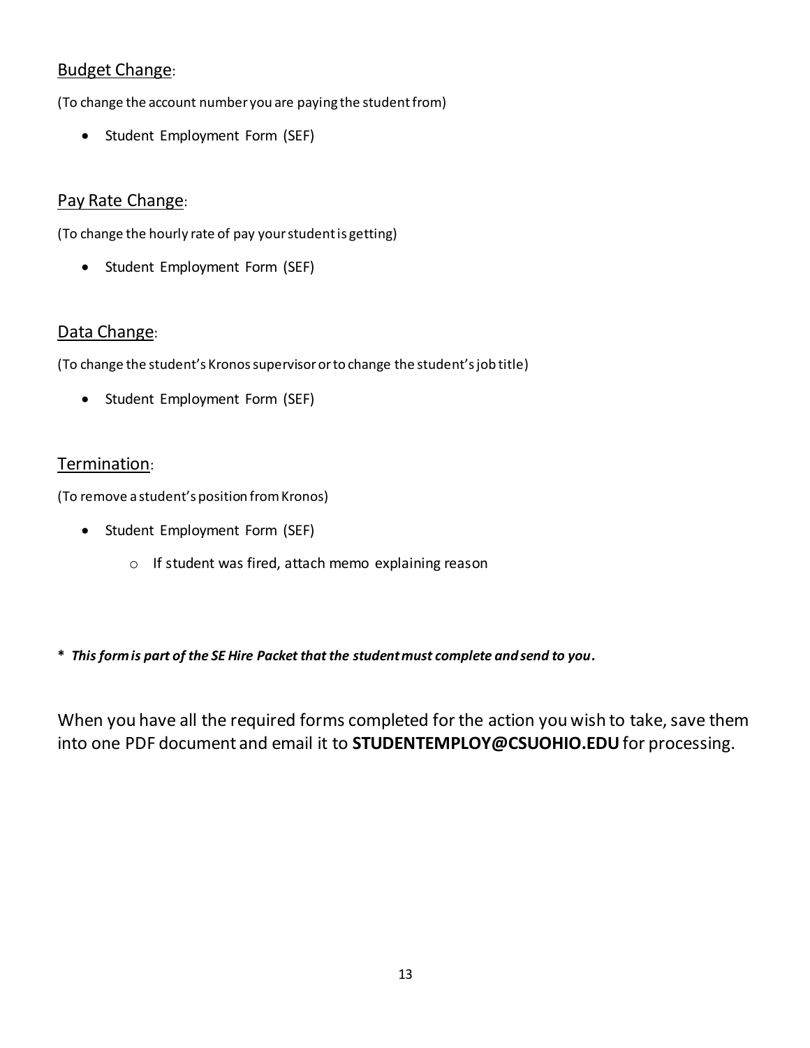## Budget Change:

(To change the account number you are paying the student from)

- Student Employment Form (SEF)

## Pay Rate Change:

(To change the hourly rate of pay your student is getting)

- Student Employment Form (SEF)

## Data Change:

(To change the student's Kronos supervisor or to change the student's job title)

- Student Employment Form (SEF)

## Termination:

(To remove a student's position from Kronos)

- Student Employment Form (SEF)
  - If student was fired, attach memo explaining reason

**\* *This form is part of the SE Hire Packet that the student must complete and send to you.***

When you have all the required forms completed for the action you wish to take, save them into one PDF document and email it to **STUDENTEMPLOY@CSUOHIO.EDU** for processing.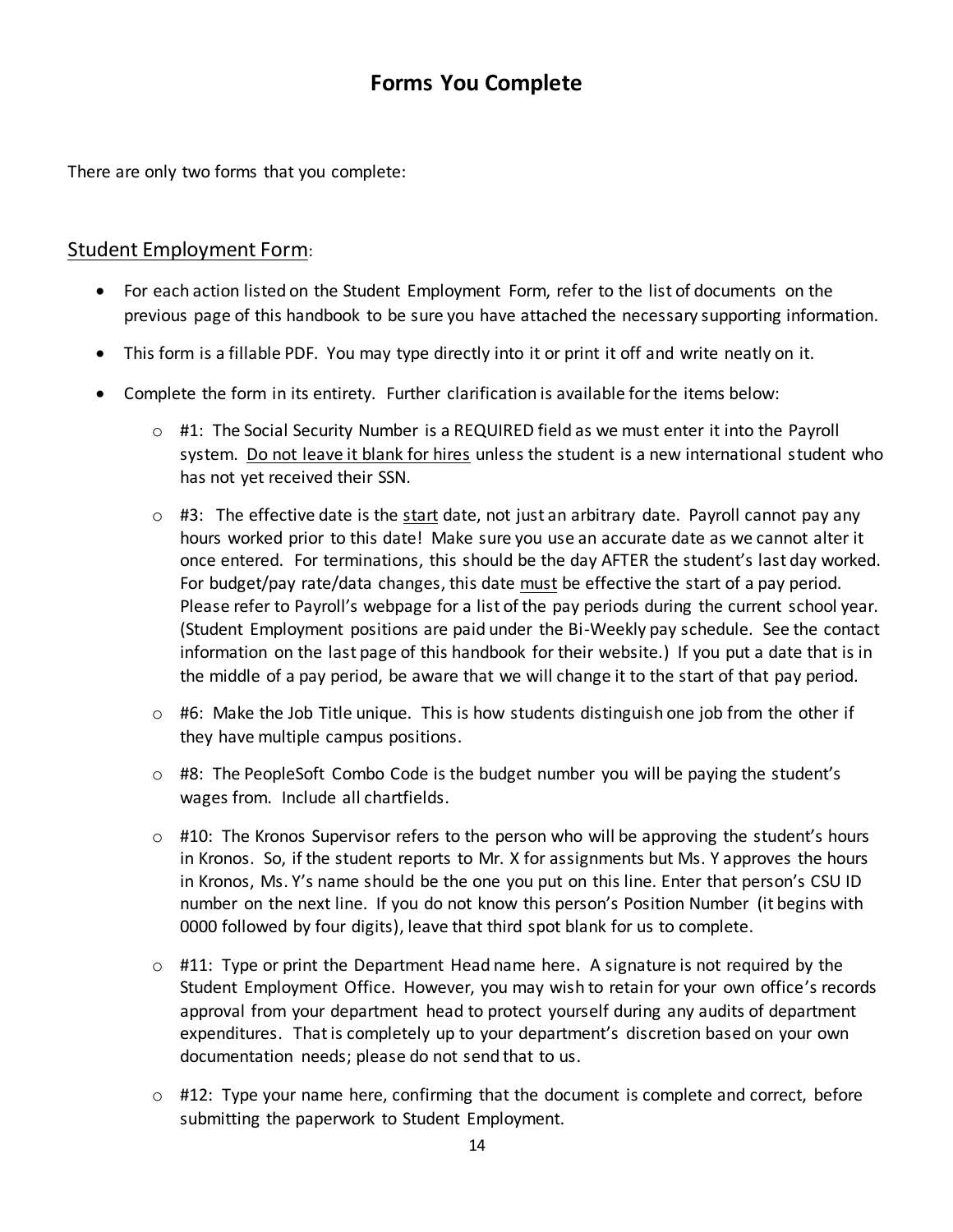# Forms You Complete

There are only two forms that you complete:

## <u>Student Employment Form</u>:

- For each action listed on the Student Employment Form, refer to the list of documents on the previous page of this handbook to be sure you have attached the necessary supporting information.
- This form is a fillable PDF. You may type directly into it or print it off and write neatly on it.
- Complete the form in its entirety. Further clarification is available for the items below:
  - #1: The Social Security Number is a REQUIRED field as we must enter it into the Payroll system. <u>Do not leave it blank for hires</u> unless the student is a new international student who has not yet received their SSN.
  - #3: The effective date is the <u>start</u> date, not just an arbitrary date. Payroll cannot pay any hours worked prior to this date! Make sure you use an accurate date as we cannot alter it once entered. For terminations, this should be the day AFTER the student's last day worked. For budget/pay rate/data changes, this date <u>must</u> be effective the start of a pay period. Please refer to Payroll's webpage for a list of the pay periods during the current school year. (Student Employment positions are paid under the Bi-Weekly pay schedule. See the contact information on the last page of this handbook for their website.) If you put a date that is in the middle of a pay period, be aware that we will change it to the start of that pay period.
  - #6: Make the Job Title unique. This is how students distinguish one job from the other if they have multiple campus positions.
  - #8: The PeopleSoft Combo Code is the budget number you will be paying the student's wages from. Include all chartfields.
  - #10: The Kronos Supervisor refers to the person who will be approving the student's hours in Kronos. So, if the student reports to Mr. X for assignments but Ms. Y approves the hours in Kronos, Ms. Y's name should be the one you put on this line. Enter that person's CSU ID number on the next line. If you do not know this person's Position Number (it begins with 0000 followed by four digits), leave that third spot blank for us to complete.
  - #11: Type or print the Department Head name here. A signature is not required by the Student Employment Office. However, you may wish to retain for your own office's records approval from your department head to protect yourself during any audits of department expenditures. That is completely up to your department's discretion based on your own documentation needs; please do not send that to us.
  - #12: Type your name here, confirming that the document is complete and correct, before submitting the paperwork to Student Employment.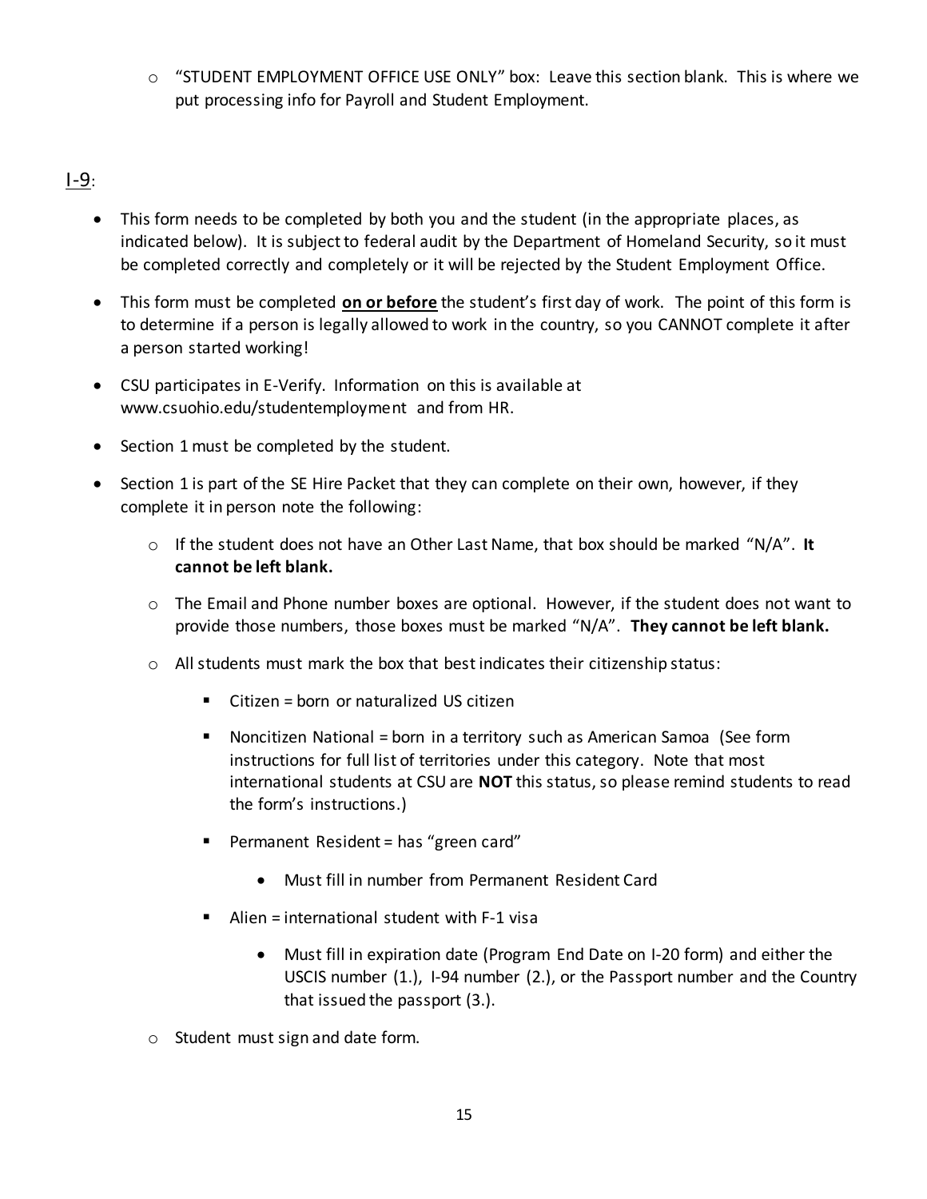- "STUDENT EMPLOYMENT OFFICE USE ONLY" box: Leave this section blank. This is where we put processing info for Payroll and Student Employment.

## <u>I-9</u>:

- This form needs to be completed by both you and the student (in the appropriate places, as indicated below). It is subject to federal audit by the Department of Homeland Security, so it must be completed correctly and completely or it will be rejected by the Student Employment Office.
- This form must be completed <u>**on or before**</u> the student's first day of work. The point of this form is to determine if a person is legally allowed to work in the country, so you CANNOT complete it after a person started working!
- CSU participates in E-Verify. Information on this is available at www.csuohio.edu/studentemployment and from HR.
- Section 1 must be completed by the student.
- Section 1 is part of the SE Hire Packet that they can complete on their own, however, if they complete it in person note the following:
  - If the student does not have an Other Last Name, that box should be marked "N/A". **It cannot be left blank.**
  - The Email and Phone number boxes are optional. However, if the student does not want to provide those numbers, those boxes must be marked "N/A". **They cannot be left blank.**
  - All students must mark the box that best indicates their citizenship status:
    - Citizen = born or naturalized US citizen
    - Noncitizen National = born in a territory such as American Samoa (See form instructions for full list of territories under this category. Note that most international students at CSU are **NOT** this status, so please remind students to read the form's instructions.)
    - Permanent Resident = has "green card"
      - Must fill in number from Permanent Resident Card
    - Alien = international student with F-1 visa
      - Must fill in expiration date (Program End Date on I-20 form) and either the USCIS number (1.), I-94 number (2.), or the Passport number and the Country that issued the passport (3.).
  - Student must sign and date form.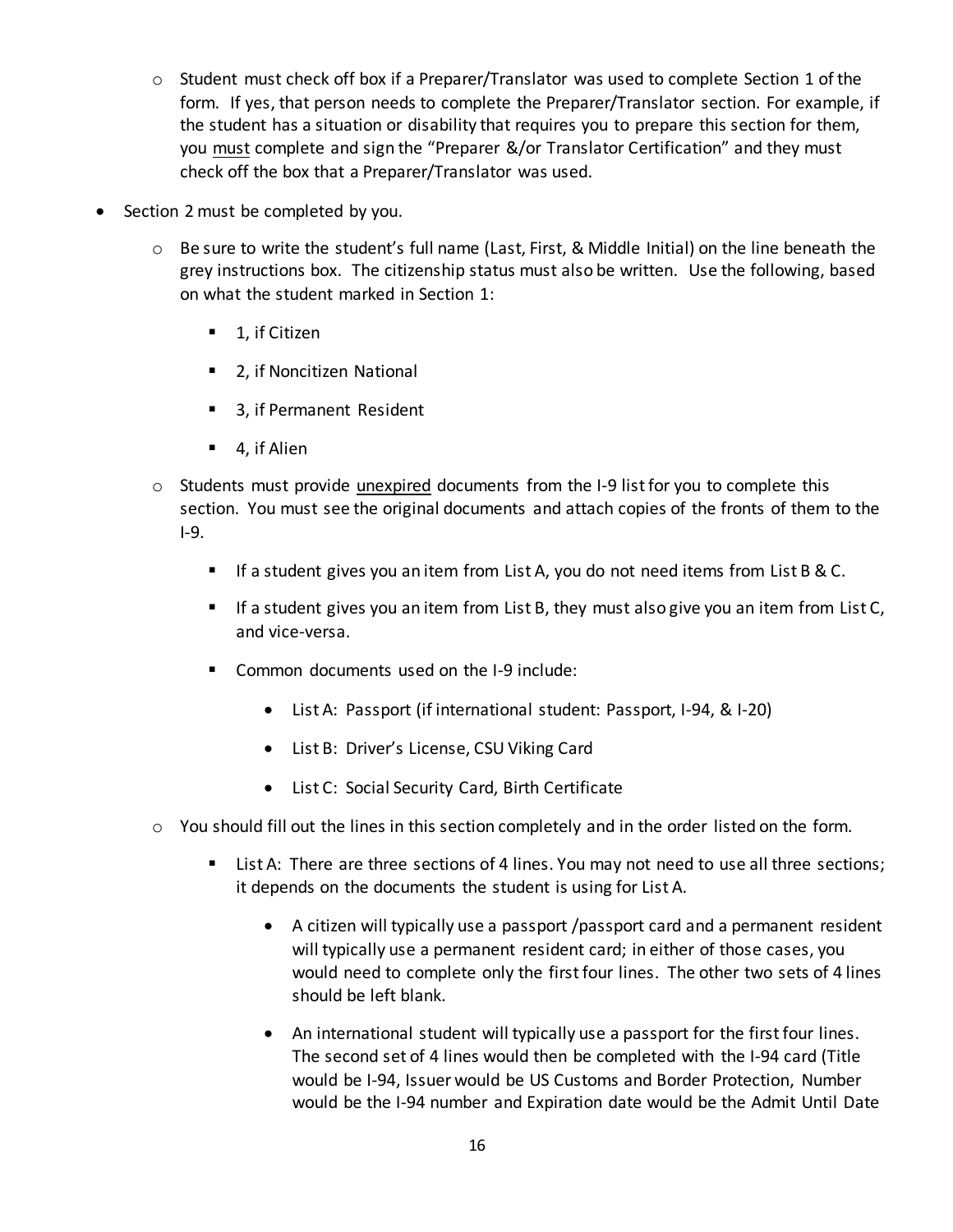- Student must check off box if a Preparer/Translator was used to complete Section 1 of the form. If yes, that person needs to complete the Preparer/Translator section. For example, if the student has a situation or disability that requires you to prepare this section for them, you <u>must</u> complete and sign the "Preparer &/or Translator Certification" and they must check off the box that a Preparer/Translator was used.

- Section 2 must be completed by you.
  - Be sure to write the student's full name (Last, First, & Middle Initial) on the line beneath the grey instructions box. The citizenship status must also be written. Use the following, based on what the student marked in Section 1:
    - 1, if Citizen
    - 2, if Noncitizen National
    - 3, if Permanent Resident
    - 4, if Alien
  - Students must provide <u>unexpired</u> documents from the I-9 list for you to complete this section. You must see the original documents and attach copies of the fronts of them to the I-9.
    - If a student gives you an item from List A, you do not need items from List B & C.
    - If a student gives you an item from List B, they must also give you an item from List C, and vice-versa.
    - Common documents used on the I-9 include:
      - List A: Passport (if international student: Passport, I-94, & I-20)
      - List B: Driver's License, CSU Viking Card
      - List C: Social Security Card, Birth Certificate
  - You should fill out the lines in this section completely and in the order listed on the form.
    - List A: There are three sections of 4 lines. You may not need to use all three sections; it depends on the documents the student is using for List A.
      - A citizen will typically use a passport /passport card and a permanent resident will typically use a permanent resident card; in either of those cases, you would need to complete only the first four lines. The other two sets of 4 lines should be left blank.
      - An international student will typically use a passport for the first four lines. The second set of 4 lines would then be completed with the I-94 card (Title would be I-94, Issuer would be US Customs and Border Protection, Number would be the I-94 number and Expiration date would be the Admit Until Date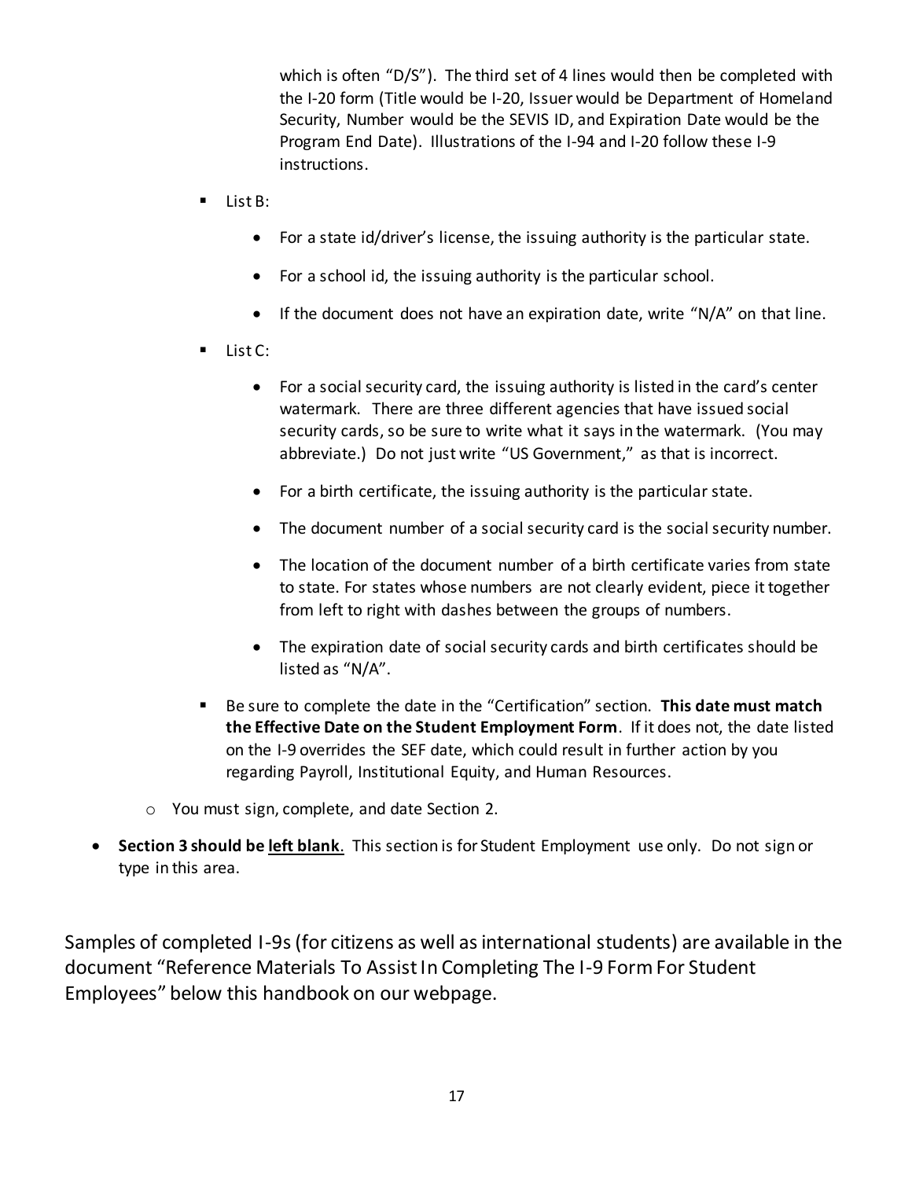which is often "D/S"). The third set of 4 lines would then be completed with the I-20 form (Title would be I-20, Issuer would be Department of Homeland Security, Number would be the SEVIS ID, and Expiration Date would be the Program End Date). Illustrations of the I-94 and I-20 follow these I-9 instructions.

- List B:
  - For a state id/driver's license, the issuing authority is the particular state.
  - For a school id, the issuing authority is the particular school.
  - If the document does not have an expiration date, write "N/A" on that line.
- List C:
  - For a social security card, the issuing authority is listed in the card's center watermark. There are three different agencies that have issued social security cards, so be sure to write what it says in the watermark. (You may abbreviate.) Do not just write "US Government," as that is incorrect.
  - For a birth certificate, the issuing authority is the particular state.
  - The document number of a social security card is the social security number.
  - The location of the document number of a birth certificate varies from state to state. For states whose numbers are not clearly evident, piece it together from left to right with dashes between the groups of numbers.
  - The expiration date of social security cards and birth certificates should be listed as "N/A".
- Be sure to complete the date in the "Certification" section. **This date must match the Effective Date on the Student Employment Form**. If it does not, the date listed on the I-9 overrides the SEF date, which could result in further action by you regarding Payroll, Institutional Equity, and Human Resources.

- You must sign, complete, and date Section 2.

- **Section 3 should be <u>left blank</u>.** This section is for Student Employment use only. Do not sign or type in this area.

Samples of completed I-9s (for citizens as well as international students) are available in the document "Reference Materials To Assist In Completing The I-9 Form For Student Employees" below this handbook on our webpage.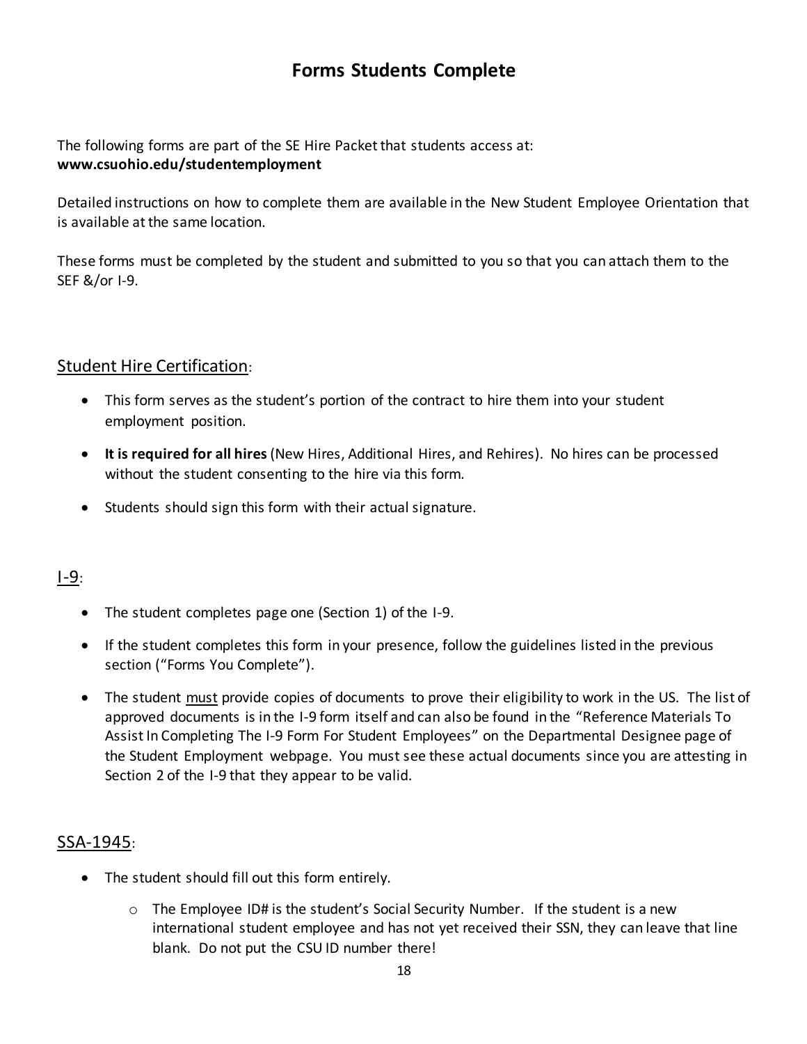# Forms Students Complete

The following forms are part of the SE Hire Packet that students access at:
**www.csuohio.edu/studentemployment**

Detailed instructions on how to complete them are available in the New Student Employee Orientation that is available at the same location.

These forms must be completed by the student and submitted to you so that you can attach them to the SEF &/or I-9.

## <u>Student Hire Certification</u>:

- This form serves as the student's portion of the contract to hire them into your student employment position.
- **It is required for all hires** (New Hires, Additional Hires, and Rehires). No hires can be processed without the student consenting to the hire via this form.
- Students should sign this form with their actual signature.

## <u>I-9</u>:

- The student completes page one (Section 1) of the I-9.
- If the student completes this form in your presence, follow the guidelines listed in the previous section ("Forms You Complete").
- The student <u>must</u> provide copies of documents to prove their eligibility to work in the US. The list of approved documents is in the I-9 form itself and can also be found in the "Reference Materials To Assist In Completing The I-9 Form For Student Employees" on the Departmental Designee page of the Student Employment webpage. You must see these actual documents since you are attesting in Section 2 of the I-9 that they appear to be valid.

## <u>SSA-1945</u>:

- The student should fill out this form entirely.
  - The Employee ID# is the student's Social Security Number. If the student is a new international student employee and has not yet received their SSN, they can leave that line blank. Do not put the CSU ID number there!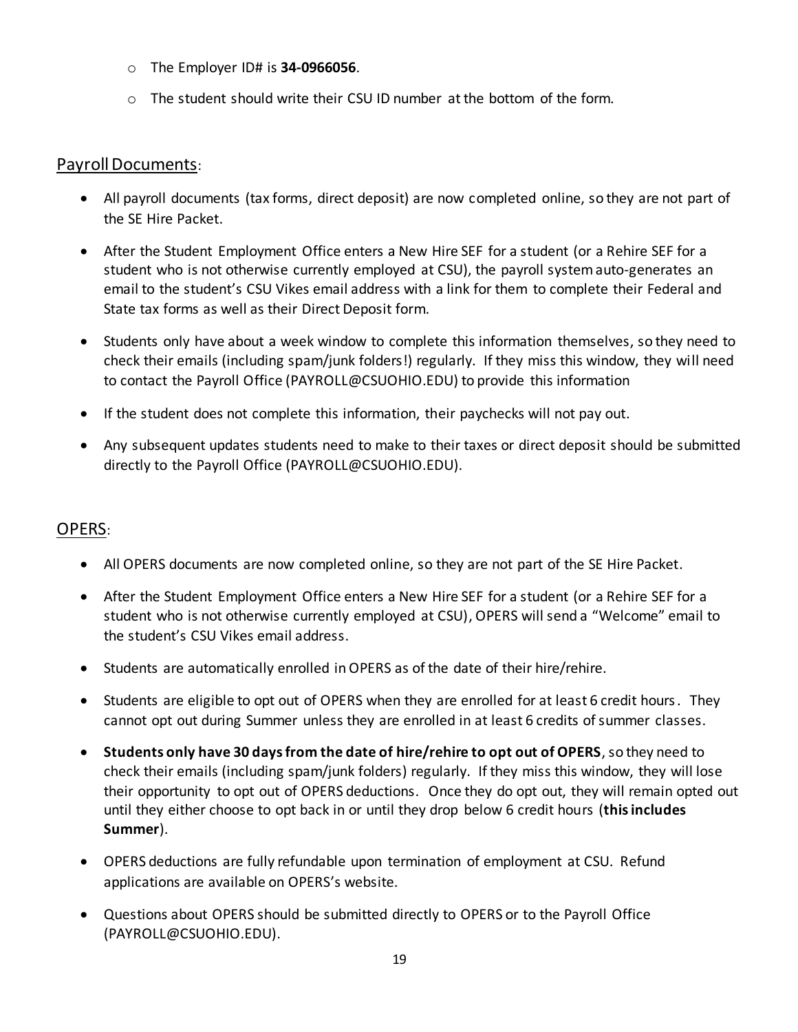- The Employer ID# is **34-0966056**.
- The student should write their CSU ID number at the bottom of the form.

## Payroll Documents:

- All payroll documents (tax forms, direct deposit) are now completed online, so they are not part of the SE Hire Packet.
- After the Student Employment Office enters a New Hire SEF for a student (or a Rehire SEF for a student who is not otherwise currently employed at CSU), the payroll system auto-generates an email to the student's CSU Vikes email address with a link for them to complete their Federal and State tax forms as well as their Direct Deposit form.
- Students only have about a week window to complete this information themselves, so they need to check their emails (including spam/junk folders!) regularly. If they miss this window, they will need to contact the Payroll Office (PAYROLL@CSUOHIO.EDU) to provide this information
- If the student does not complete this information, their paychecks will not pay out.
- Any subsequent updates students need to make to their taxes or direct deposit should be submitted directly to the Payroll Office (PAYROLL@CSUOHIO.EDU).

## OPERS:

- All OPERS documents are now completed online, so they are not part of the SE Hire Packet.
- After the Student Employment Office enters a New Hire SEF for a student (or a Rehire SEF for a student who is not otherwise currently employed at CSU), OPERS will send a "Welcome" email to the student's CSU Vikes email address.
- Students are automatically enrolled in OPERS as of the date of their hire/rehire.
- Students are eligible to opt out of OPERS when they are enrolled for at least 6 credit hours. They cannot opt out during Summer unless they are enrolled in at least 6 credits of summer classes.
- **Students only have 30 days from the date of hire/rehire to opt out of OPERS**, so they need to check their emails (including spam/junk folders) regularly. If they miss this window, they will lose their opportunity to opt out of OPERS deductions. Once they do opt out, they will remain opted out until they either choose to opt back in or until they drop below 6 credit hours (**this includes Summer**).
- OPERS deductions are fully refundable upon termination of employment at CSU. Refund applications are available on OPERS's website.
- Questions about OPERS should be submitted directly to OPERS or to the Payroll Office (PAYROLL@CSUOHIO.EDU).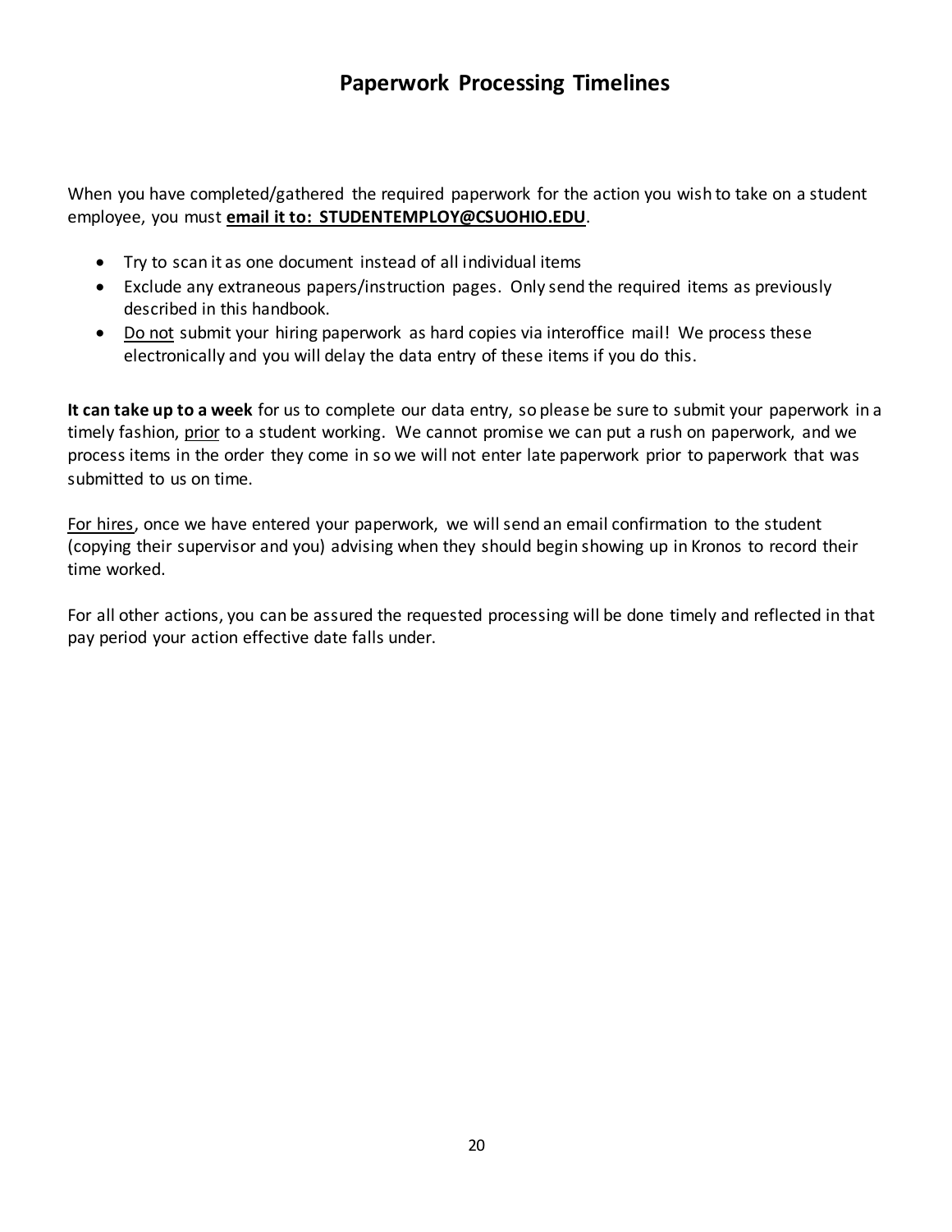# Paperwork Processing Timelines

When you have completed/gathered the required paperwork for the action you wish to take on a student employee, you must **<u>email it to: STUDENTEMPLOY@CSUOHIO.EDU</u>**.

- Try to scan it as one document instead of all individual items
- Exclude any extraneous papers/instruction pages. Only send the required items as previously described in this handbook.
- <u>Do not</u> submit your hiring paperwork as hard copies via interoffice mail! We process these electronically and you will delay the data entry of these items if you do this.

**It can take up to a week** for us to complete our data entry, so please be sure to submit your paperwork in a timely fashion, <u>prior</u> to a student working. We cannot promise we can put a rush on paperwork, and we process items in the order they come in so we will not enter late paperwork prior to paperwork that was submitted to us on time.

<u>For hires</u>, once we have entered your paperwork, we will send an email confirmation to the student (copying their supervisor and you) advising when they should begin showing up in Kronos to record their time worked.

For all other actions, you can be assured the requested processing will be done timely and reflected in that pay period your action effective date falls under.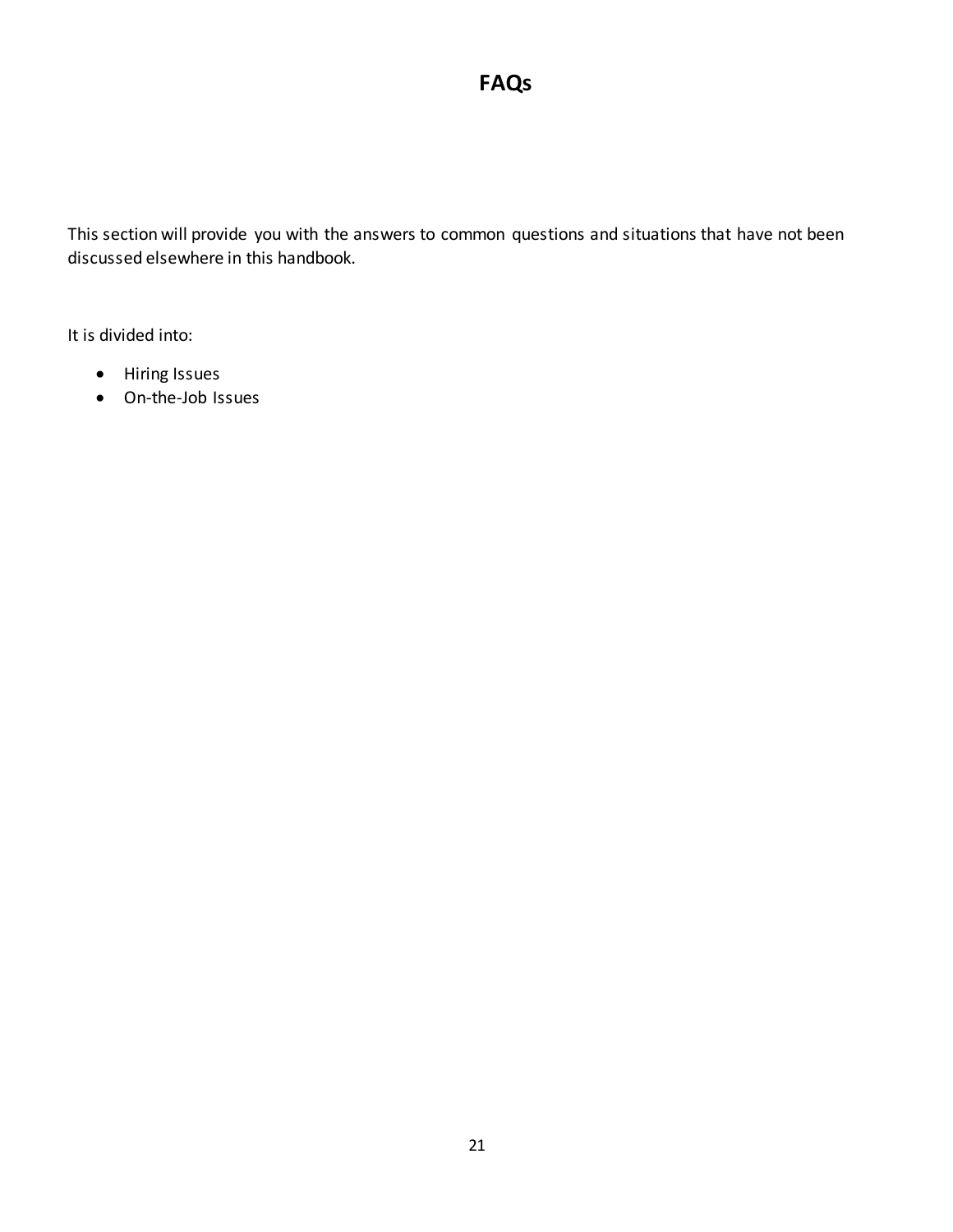# FAQs

This section will provide you with the answers to common questions and situations that have not been discussed elsewhere in this handbook.

It is divided into:

- Hiring Issues
- On-the-Job Issues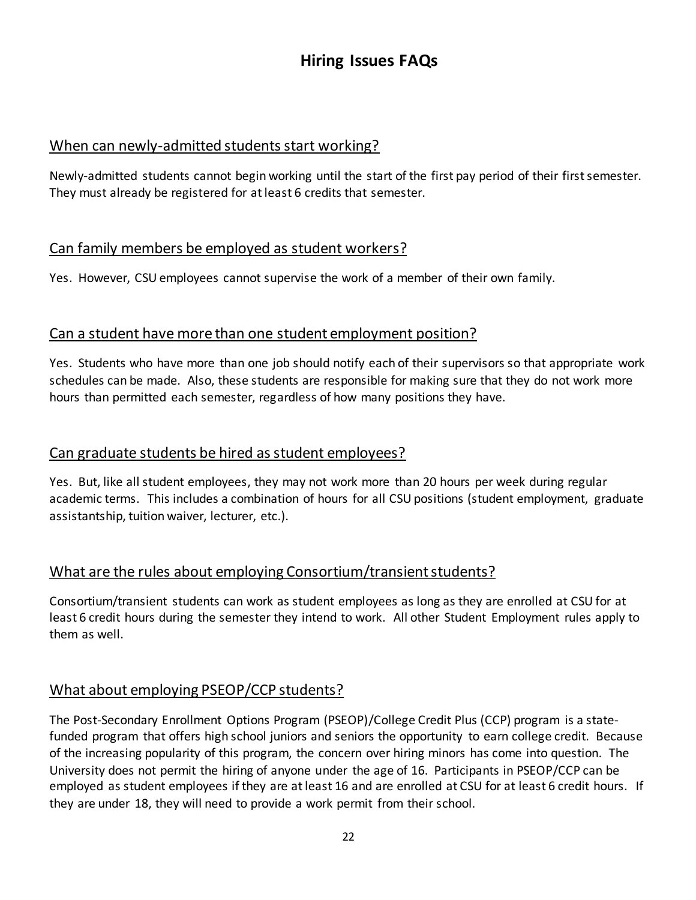# Hiring Issues FAQs

## When can newly-admitted students start working?

Newly-admitted students cannot begin working until the start of the first pay period of their first semester. They must already be registered for at least 6 credits that semester.

## Can family members be employed as student workers?

Yes. However, CSU employees cannot supervise the work of a member of their own family.

## Can a student have more than one student employment position?

Yes. Students who have more than one job should notify each of their supervisors so that appropriate work schedules can be made. Also, these students are responsible for making sure that they do not work more hours than permitted each semester, regardless of how many positions they have.

## Can graduate students be hired as student employees?

Yes. But, like all student employees, they may not work more than 20 hours per week during regular academic terms. This includes a combination of hours for all CSU positions (student employment, graduate assistantship, tuition waiver, lecturer, etc.).

## What are the rules about employing Consortium/transient students?

Consortium/transient students can work as student employees as long as they are enrolled at CSU for at least 6 credit hours during the semester they intend to work. All other Student Employment rules apply to them as well.

## What about employing PSEOP/CCP students?

The Post-Secondary Enrollment Options Program (PSEOP)/College Credit Plus (CCP) program is a state-funded program that offers high school juniors and seniors the opportunity to earn college credit. Because of the increasing popularity of this program, the concern over hiring minors has come into question. The University does not permit the hiring of anyone under the age of 16. Participants in PSEOP/CCP can be employed as student employees if they are at least 16 and are enrolled at CSU for at least 6 credit hours. If they are under 18, they will need to provide a work permit from their school.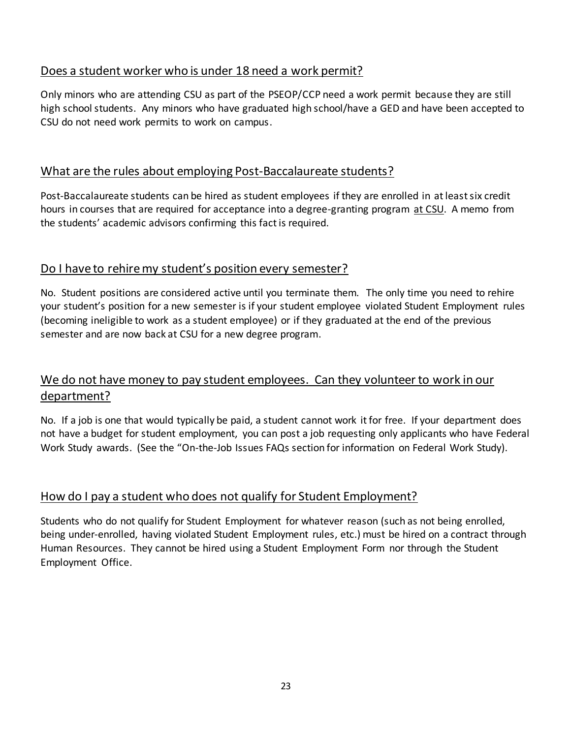## Does a student worker who is under 18 need a work permit?

Only minors who are attending CSU as part of the PSEOP/CCP need a work permit because they are still high school students. Any minors who have graduated high school/have a GED and have been accepted to CSU do not need work permits to work on campus.

## What are the rules about employing Post-Baccalaureate students?

Post-Baccalaureate students can be hired as student employees if they are enrolled in at least six credit hours in courses that are required for acceptance into a degree-granting program <u>at CSU</u>. A memo from the students' academic advisors confirming this fact is required.

## Do I have to rehire my student's position every semester?

No. Student positions are considered active until you terminate them. The only time you need to rehire your student's position for a new semester is if your student employee violated Student Employment rules (becoming ineligible to work as a student employee) or if they graduated at the end of the previous semester and are now back at CSU for a new degree program.

## We do not have money to pay student employees. Can they volunteer to work in our department?

No. If a job is one that would typically be paid, a student cannot work it for free. If your department does not have a budget for student employment, you can post a job requesting only applicants who have Federal Work Study awards. (See the "On-the-Job Issues FAQs section for information on Federal Work Study).

## How do I pay a student who does not qualify for Student Employment?

Students who do not qualify for Student Employment for whatever reason (such as not being enrolled, being under-enrolled, having violated Student Employment rules, etc.) must be hired on a contract through Human Resources. They cannot be hired using a Student Employment Form nor through the Student Employment Office.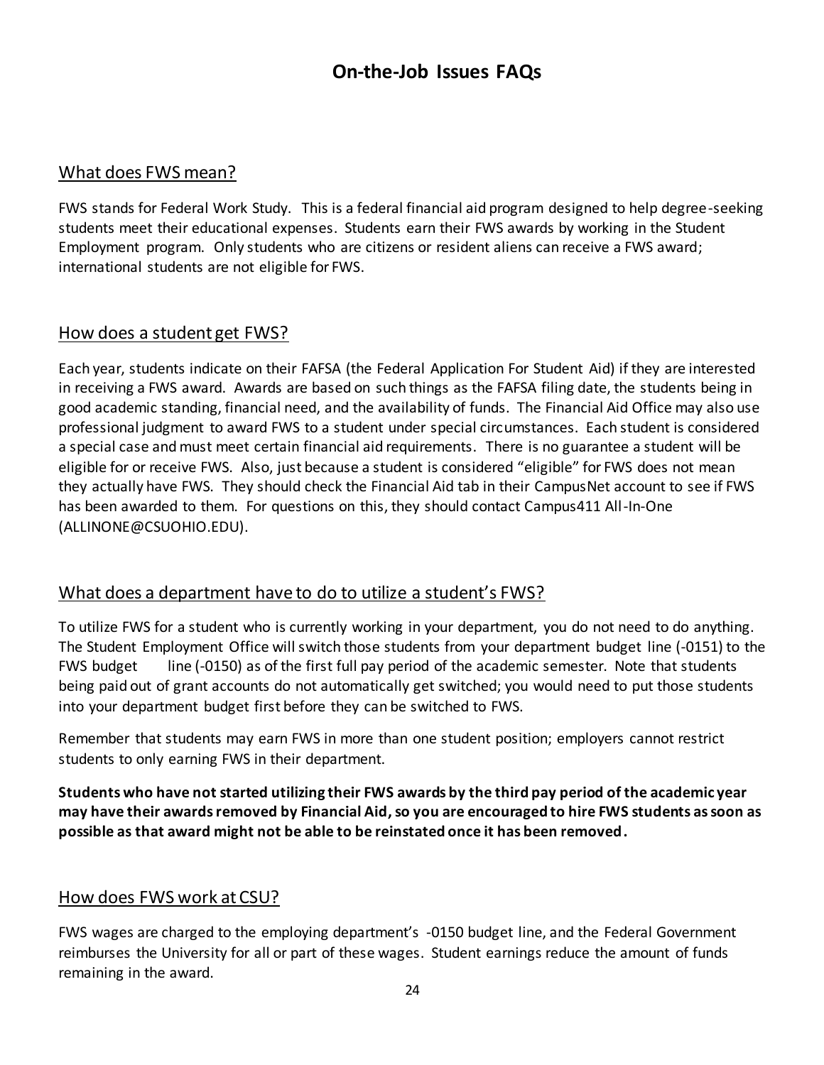# On-the-Job Issues FAQs

## What does FWS mean?

FWS stands for Federal Work Study. This is a federal financial aid program designed to help degree-seeking students meet their educational expenses. Students earn their FWS awards by working in the Student Employment program. Only students who are citizens or resident aliens can receive a FWS award; international students are not eligible for FWS.

## How does a student get FWS?

Each year, students indicate on their FAFSA (the Federal Application For Student Aid) if they are interested in receiving a FWS award. Awards are based on such things as the FAFSA filing date, the students being in good academic standing, financial need, and the availability of funds. The Financial Aid Office may also use professional judgment to award FWS to a student under special circumstances. Each student is considered a special case and must meet certain financial aid requirements. There is no guarantee a student will be eligible for or receive FWS. Also, just because a student is considered "eligible" for FWS does not mean they actually have FWS. They should check the Financial Aid tab in their CampusNet account to see if FWS has been awarded to them. For questions on this, they should contact Campus411 All-In-One (ALLINONE@CSUOHIO.EDU).

## What does a department have to do to utilize a student's FWS?

To utilize FWS for a student who is currently working in your department, you do not need to do anything. The Student Employment Office will switch those students from your department budget line (-0151) to the FWS budget line (-0150) as of the first full pay period of the academic semester. Note that students being paid out of grant accounts do not automatically get switched; you would need to put those students into your department budget first before they can be switched to FWS.

Remember that students may earn FWS in more than one student position; employers cannot restrict students to only earning FWS in their department.

**Students who have not started utilizing their FWS awards by the third pay period of the academic year may have their awards removed by Financial Aid, so you are encouraged to hire FWS students as soon as possible as that award might not be able to be reinstated once it has been removed.**

## How does FWS work at CSU?

FWS wages are charged to the employing department's -0150 budget line, and the Federal Government reimburses the University for all or part of these wages. Student earnings reduce the amount of funds remaining in the award.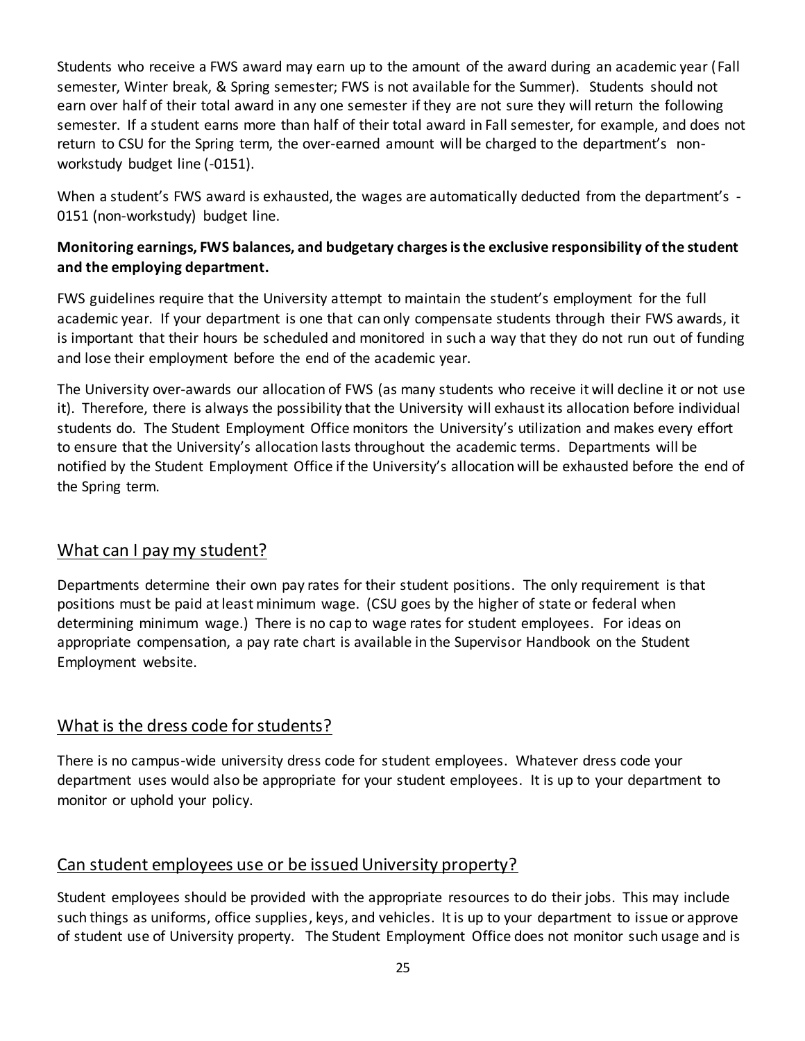Students who receive a FWS award may earn up to the amount of the award during an academic year (Fall semester, Winter break, & Spring semester; FWS is not available for the Summer). Students should not earn over half of their total award in any one semester if they are not sure they will return the following semester. If a student earns more than half of their total award in Fall semester, for example, and does not return to CSU for the Spring term, the over-earned amount will be charged to the department's non-workstudy budget line (-0151).

When a student's FWS award is exhausted, the wages are automatically deducted from the department's -0151 (non-workstudy) budget line.

**Monitoring earnings, FWS balances, and budgetary charges is the exclusive responsibility of the student and the employing department.**

FWS guidelines require that the University attempt to maintain the student's employment for the full academic year. If your department is one that can only compensate students through their FWS awards, it is important that their hours be scheduled and monitored in such a way that they do not run out of funding and lose their employment before the end of the academic year.

The University over-awards our allocation of FWS (as many students who receive it will decline it or not use it). Therefore, there is always the possibility that the University will exhaust its allocation before individual students do. The Student Employment Office monitors the University's utilization and makes every effort to ensure that the University's allocation lasts throughout the academic terms. Departments will be notified by the Student Employment Office if the University's allocation will be exhausted before the end of the Spring term.

## What can I pay my student?

Departments determine their own pay rates for their student positions. The only requirement is that positions must be paid at least minimum wage. (CSU goes by the higher of state or federal when determining minimum wage.) There is no cap to wage rates for student employees. For ideas on appropriate compensation, a pay rate chart is available in the Supervisor Handbook on the Student Employment website.

## What is the dress code for students?

There is no campus-wide university dress code for student employees. Whatever dress code your department uses would also be appropriate for your student employees. It is up to your department to monitor or uphold your policy.

## Can student employees use or be issued University property?

Student employees should be provided with the appropriate resources to do their jobs. This may include such things as uniforms, office supplies, keys, and vehicles. It is up to your department to issue or approve of student use of University property. The Student Employment Office does not monitor such usage and is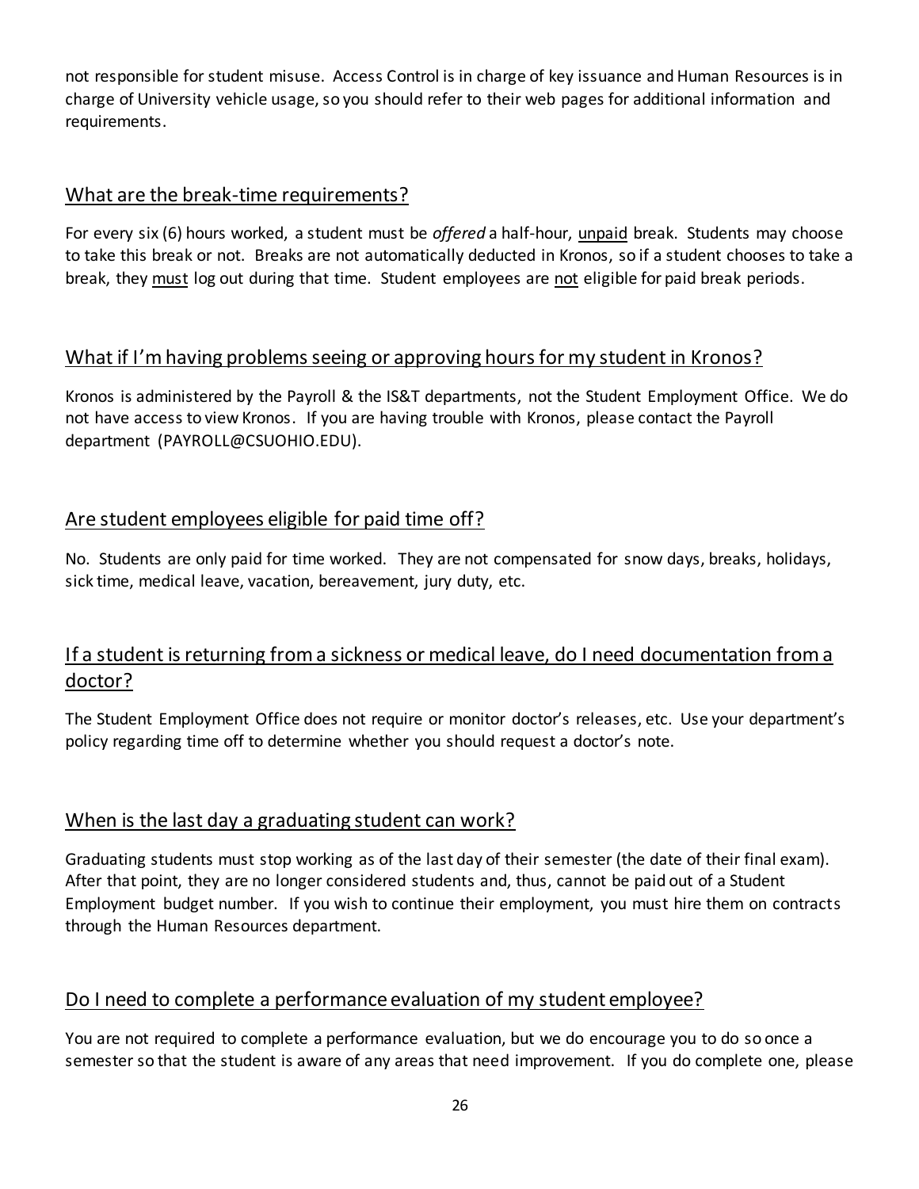not responsible for student misuse. Access Control is in charge of key issuance and Human Resources is in charge of University vehicle usage, so you should refer to their web pages for additional information and requirements.

## What are the break-time requirements?

For every six (6) hours worked, a student must be *offered* a half-hour, unpaid break. Students may choose to take this break or not. Breaks are not automatically deducted in Kronos, so if a student chooses to take a break, they must log out during that time. Student employees are not eligible for paid break periods.

## What if I'm having problems seeing or approving hours for my student in Kronos?

Kronos is administered by the Payroll & the IS&T departments, not the Student Employment Office. We do not have access to view Kronos. If you are having trouble with Kronos, please contact the Payroll department (PAYROLL@CSUOHIO.EDU).

## Are student employees eligible for paid time off?

No. Students are only paid for time worked. They are not compensated for snow days, breaks, holidays, sick time, medical leave, vacation, bereavement, jury duty, etc.

## If a student is returning from a sickness or medical leave, do I need documentation from a doctor?

The Student Employment Office does not require or monitor doctor's releases, etc. Use your department's policy regarding time off to determine whether you should request a doctor's note.

## When is the last day a graduating student can work?

Graduating students must stop working as of the last day of their semester (the date of their final exam). After that point, they are no longer considered students and, thus, cannot be paid out of a Student Employment budget number. If you wish to continue their employment, you must hire them on contracts through the Human Resources department.

## Do I need to complete a performance evaluation of my student employee?

You are not required to complete a performance evaluation, but we do encourage you to do so once a semester so that the student is aware of any areas that need improvement. If you do complete one, please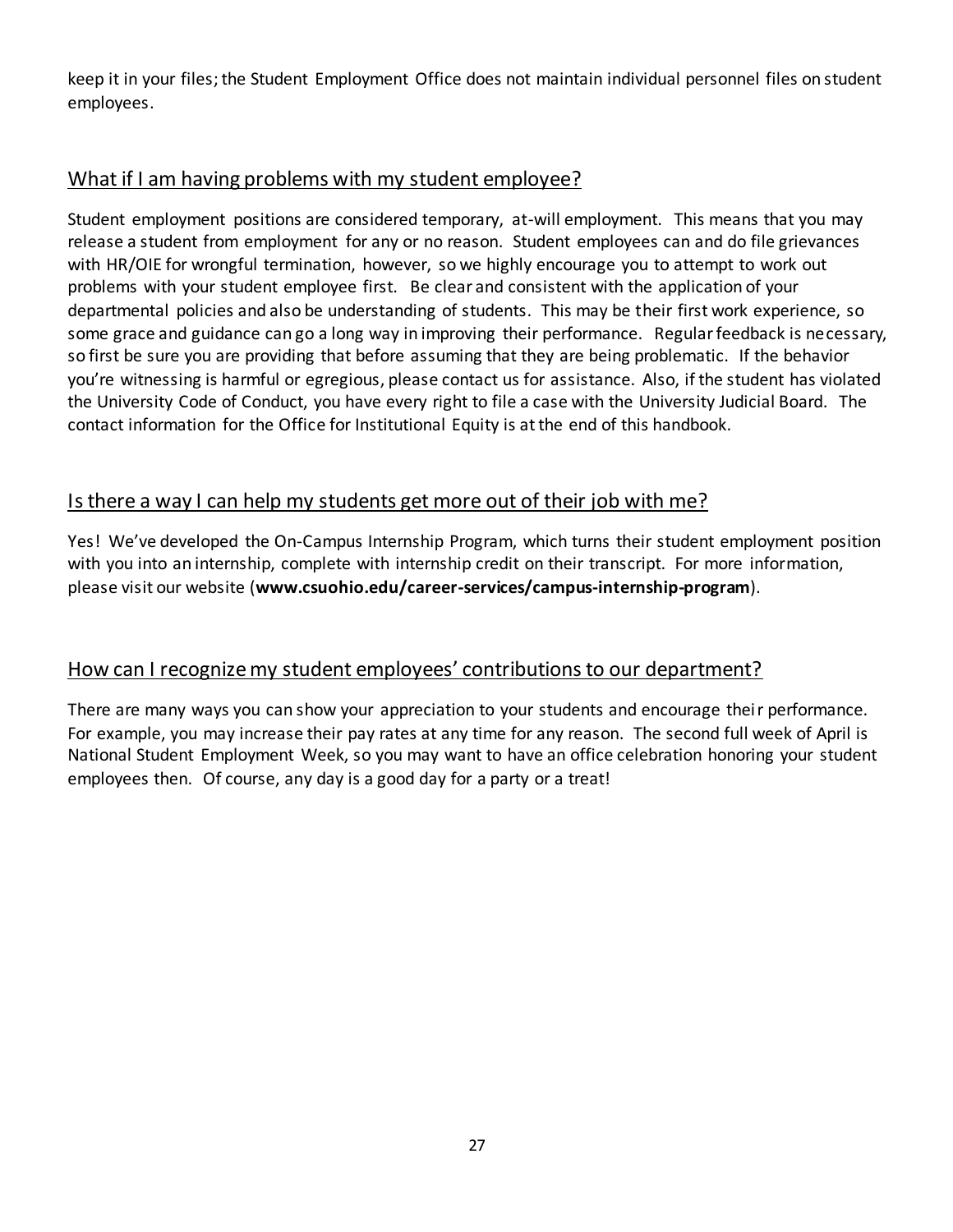keep it in your files; the Student Employment Office does not maintain individual personnel files on student employees.

## What if I am having problems with my student employee?

Student employment positions are considered temporary, at-will employment. This means that you may release a student from employment for any or no reason. Student employees can and do file grievances with HR/OIE for wrongful termination, however, so we highly encourage you to attempt to work out problems with your student employee first. Be clear and consistent with the application of your departmental policies and also be understanding of students. This may be their first work experience, so some grace and guidance can go a long way in improving their performance. Regular feedback is necessary, so first be sure you are providing that before assuming that they are being problematic. If the behavior you're witnessing is harmful or egregious, please contact us for assistance. Also, if the student has violated the University Code of Conduct, you have every right to file a case with the University Judicial Board. The contact information for the Office for Institutional Equity is at the end of this handbook.

## Is there a way I can help my students get more out of their job with me?

Yes! We've developed the On-Campus Internship Program, which turns their student employment position with you into an internship, complete with internship credit on their transcript. For more information, please visit our website (**www.csuohio.edu/career-services/campus-internship-program**).

## How can I recognize my student employees' contributions to our department?

There are many ways you can show your appreciation to your students and encourage their performance. For example, you may increase their pay rates at any time for any reason. The second full week of April is National Student Employment Week, so you may want to have an office celebration honoring your student employees then. Of course, any day is a good day for a party or a treat!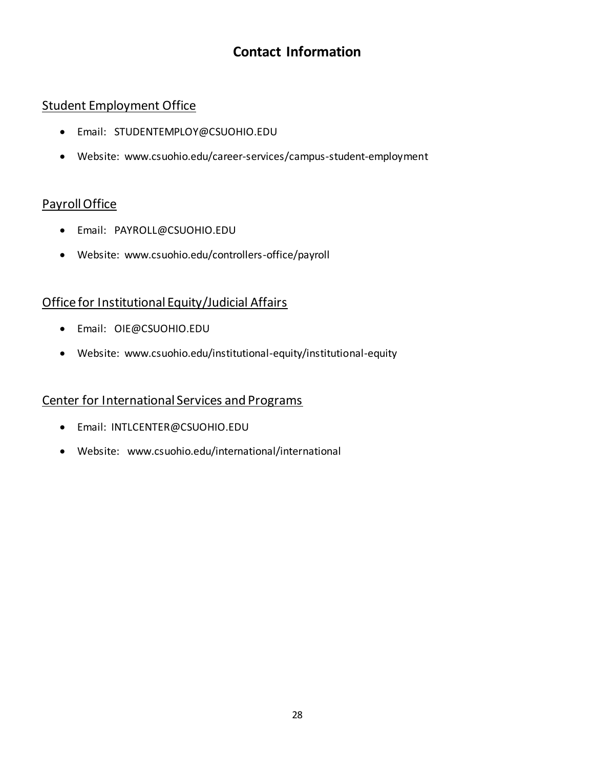# Contact Information

## Student Employment Office

- Email: STUDENTEMPLOY@CSUOHIO.EDU
- Website: www.csuohio.edu/career-services/campus-student-employment

## Payroll Office

- Email: PAYROLL@CSUOHIO.EDU
- Website: www.csuohio.edu/controllers-office/payroll

## Office for Institutional Equity/Judicial Affairs

- Email: OIE@CSUOHIO.EDU
- Website: www.csuohio.edu/institutional-equity/institutional-equity

## Center for International Services and Programs

- Email: INTLCENTER@CSUOHIO.EDU
- Website: www.csuohio.edu/international/international